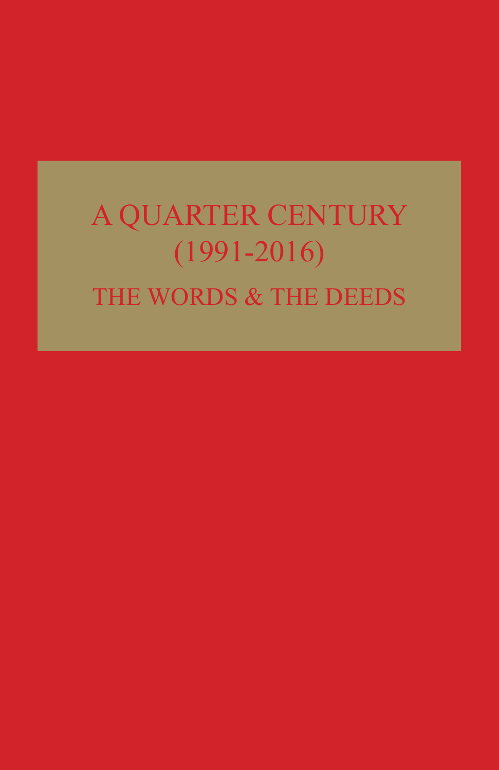# A QUARTER CENTURY (1991-2016)

## THE WORDS & THE DEEDS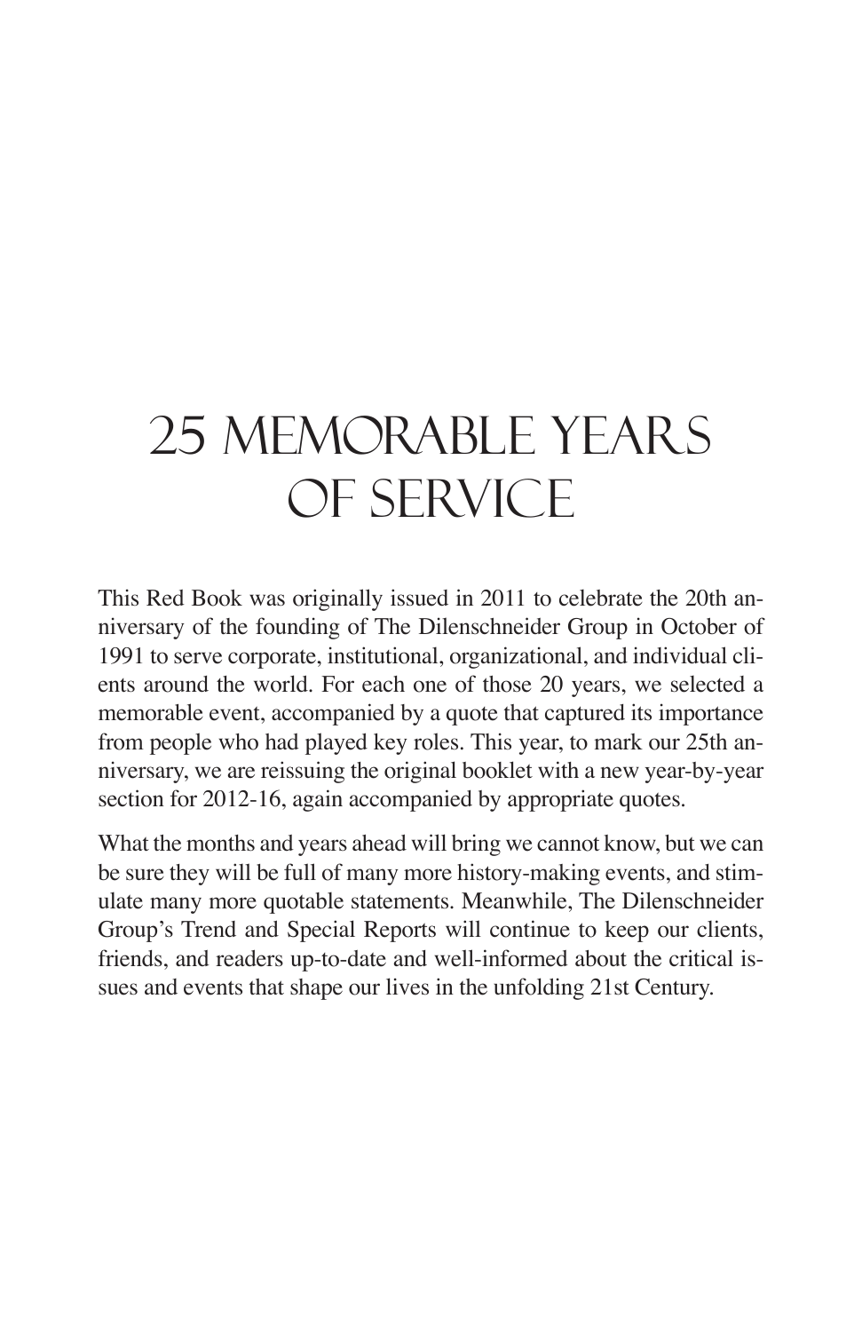# 25 MEMORABLE YEARS OF SERVICE

This Red Book was originally issued in 2011 to celebrate the 20th anniversary of the founding of The Dilenschneider Group in October of 1991 to serve corporate, institutional, organizational, and individual clients around the world. For each one of those 20 years, we selected a memorable event, accompanied by a quote that captured its importance from people who had played key roles. This year, to mark our 25th anniversary, we are reissuing the original booklet with a new year-by-year section for 2012-16, again accompanied by appropriate quotes.

What the months and years ahead will bring we cannot know, but we can be sure they will be full of many more history-making events, and stimulate many more quotable statements. Meanwhile, The Dilenschneider Group's Trend and Special Reports will continue to keep our clients, friends, and readers up-to-date and well-informed about the critical issues and events that shape our lives in the unfolding 21st Century.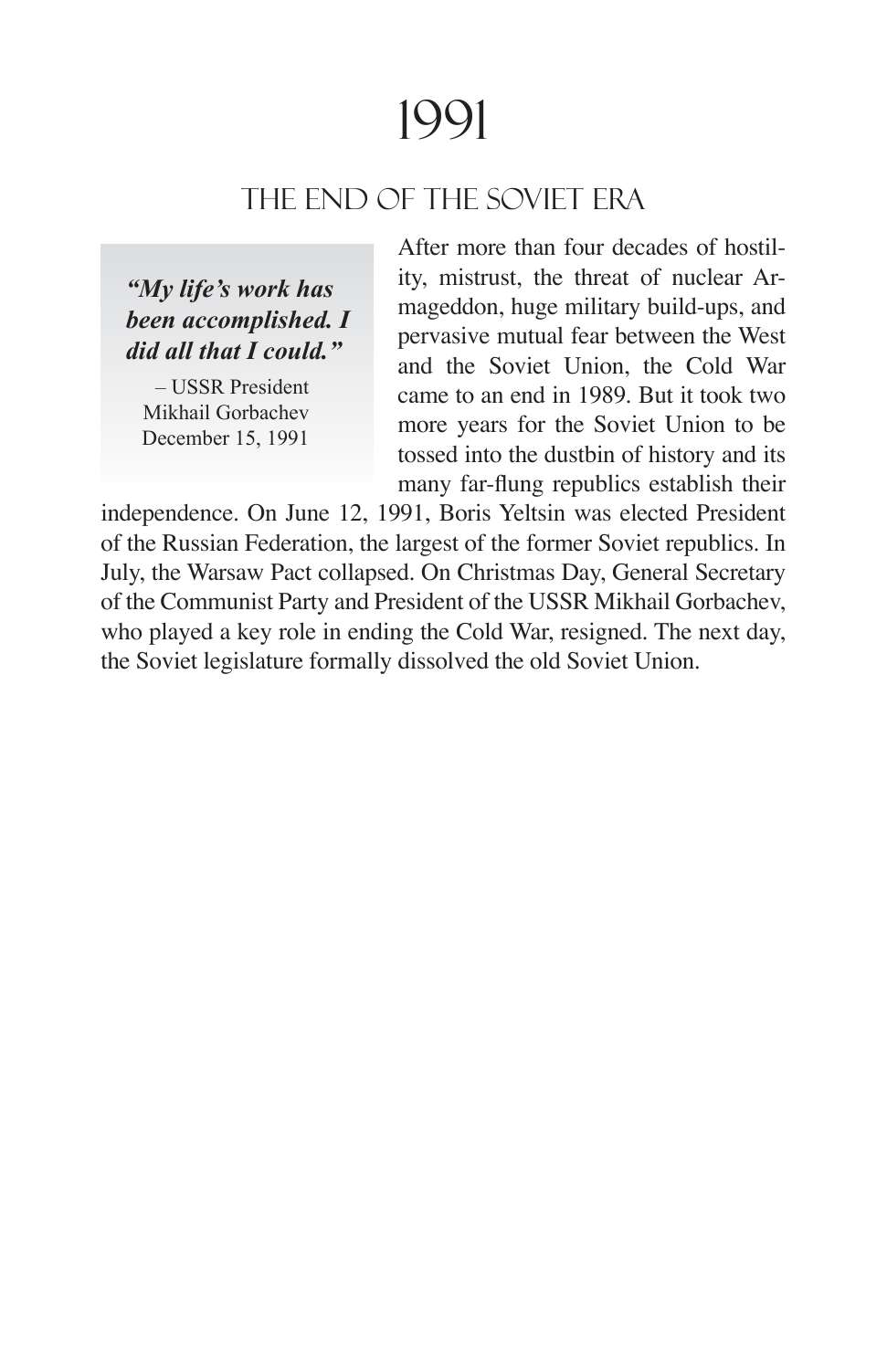# 1991

## THE END OF THE SOVIET ERA

> ***"My life's work has been accomplished. I did all that I could."***
>
> – USSR President Mikhail Gorbachev December 15, 1991

After more than four decades of hostility, mistrust, the threat of nuclear Armageddon, huge military build-ups, and pervasive mutual fear between the West and the Soviet Union, the Cold War came to an end in 1989. But it took two more years for the Soviet Union to be tossed into the dustbin of history and its many far-flung republics establish their independence. On June 12, 1991, Boris Yeltsin was elected President of the Russian Federation, the largest of the former Soviet republics. In July, the Warsaw Pact collapsed. On Christmas Day, General Secretary of the Communist Party and President of the USSR Mikhail Gorbachev, who played a key role in ending the Cold War, resigned. The next day, the Soviet legislature formally dissolved the old Soviet Union.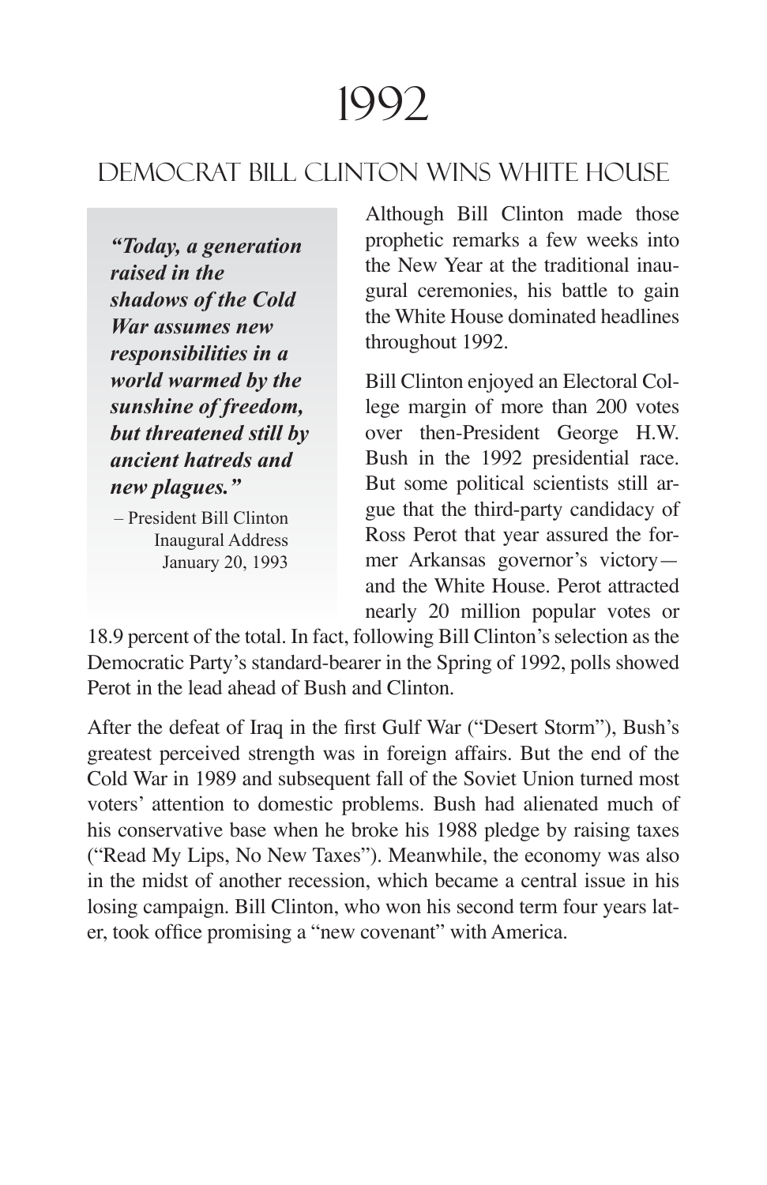# 1992

## Democrat Bill Clinton Wins White House

> ***"Today, a generation raised in the shadows of the Cold War assumes new responsibilities in a world warmed by the sunshine of freedom, but threatened still by ancient hatreds and new plagues."***
>
> – President Bill Clinton
> Inaugural Address
> January 20, 1993

Although Bill Clinton made those prophetic remarks a few weeks into the New Year at the traditional inaugural ceremonies, his battle to gain the White House dominated headlines throughout 1992.

Bill Clinton enjoyed an Electoral College margin of more than 200 votes over then-President George H.W. Bush in the 1992 presidential race. But some political scientists still argue that the third-party candidacy of Ross Perot that year assured the former Arkansas governor's victory—and the White House. Perot attracted nearly 20 million popular votes or 18.9 percent of the total. In fact, following Bill Clinton's selection as the Democratic Party's standard-bearer in the Spring of 1992, polls showed Perot in the lead ahead of Bush and Clinton.

After the defeat of Iraq in the first Gulf War ("Desert Storm"), Bush's greatest perceived strength was in foreign affairs. But the end of the Cold War in 1989 and subsequent fall of the Soviet Union turned most voters' attention to domestic problems. Bush had alienated much of his conservative base when he broke his 1988 pledge by raising taxes ("Read My Lips, No New Taxes"). Meanwhile, the economy was also in the midst of another recession, which became a central issue in his losing campaign. Bill Clinton, who won his second term four years later, took office promising a "new covenant" with America.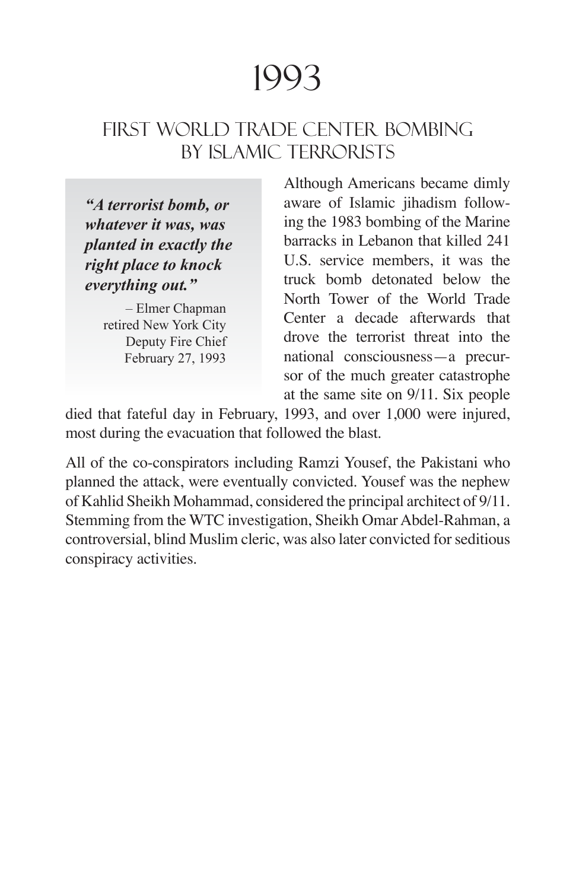# 1993

## FIRST WORLD TRADE CENTER BOMBING BY ISLAMIC TERRORISTS

> ***"A terrorist bomb, or whatever it was, was planted in exactly the right place to knock everything out."***
>
> – Elmer Chapman
> retired New York City
> Deputy Fire Chief
> February 27, 1993

Although Americans became dimly aware of Islamic jihadism following the 1983 bombing of the Marine barracks in Lebanon that killed 241 U.S. service members, it was the truck bomb detonated below the North Tower of the World Trade Center a decade afterwards that drove the terrorist threat into the national consciousness—a precursor of the much greater catastrophe at the same site on 9/11. Six people died that fateful day in February, 1993, and over 1,000 were injured, most during the evacuation that followed the blast.

All of the co-conspirators including Ramzi Yousef, the Pakistani who planned the attack, were eventually convicted. Yousef was the nephew of Kahlid Sheikh Mohammad, considered the principal architect of 9/11. Stemming from the WTC investigation, Sheikh Omar Abdel-Rahman, a controversial, blind Muslim cleric, was also later convicted for seditious conspiracy activities.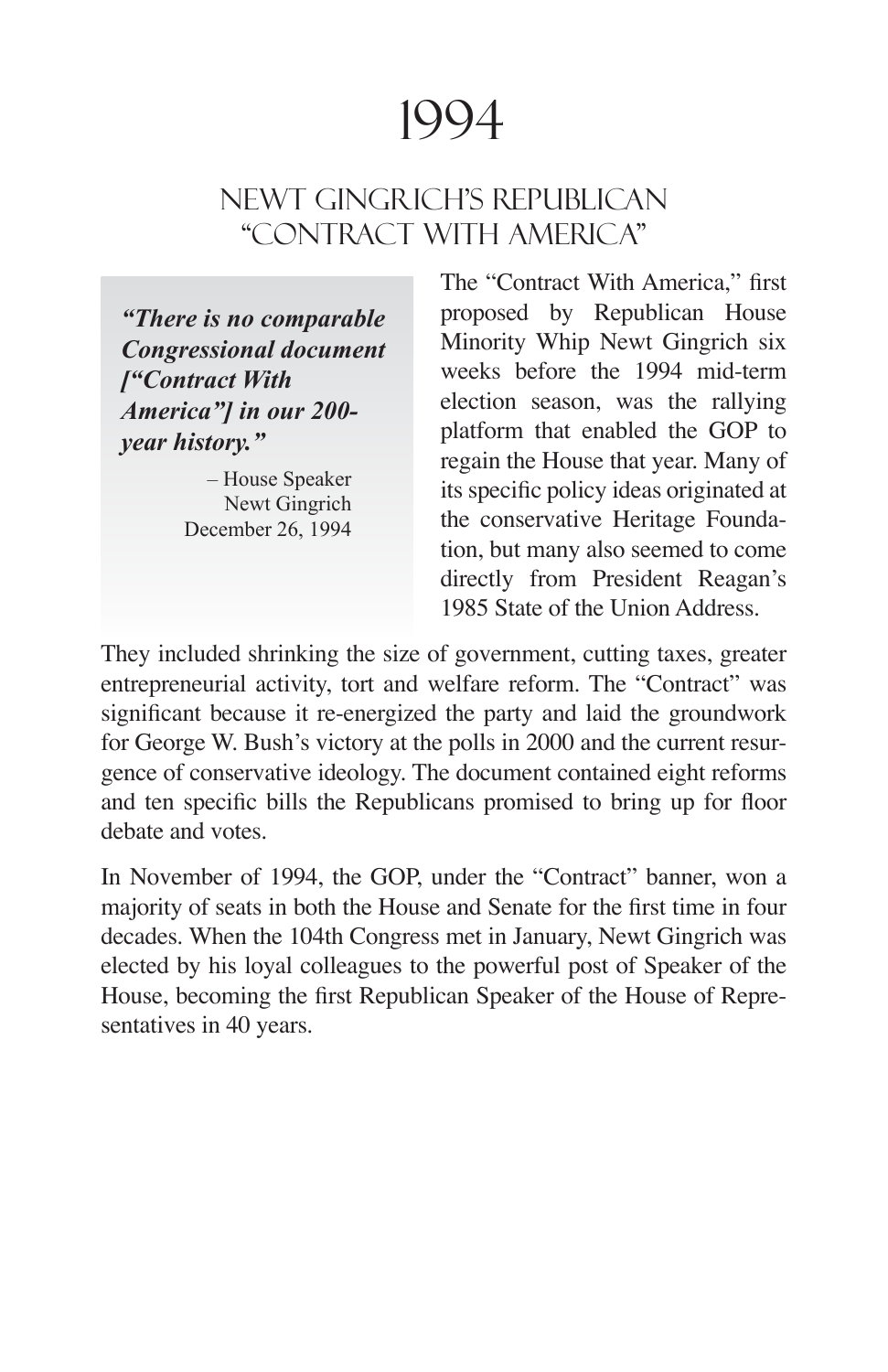# 1994

## NEWT GINGRICH'S REPUBLICAN "CONTRACT WITH AMERICA"

> ***"There is no comparable Congressional document ["Contract With America"] in our 200-year history."***
>
> – House Speaker Newt Gingrich December 26, 1994

The "Contract With America," first proposed by Republican House Minority Whip Newt Gingrich six weeks before the 1994 mid-term election season, was the rallying platform that enabled the GOP to regain the House that year. Many of its specific policy ideas originated at the conservative Heritage Foundation, but many also seemed to come directly from President Reagan's 1985 State of the Union Address. They included shrinking the size of government, cutting taxes, greater entrepreneurial activity, tort and welfare reform. The "Contract" was significant because it re-energized the party and laid the groundwork for George W. Bush's victory at the polls in 2000 and the current resurgence of conservative ideology. The document contained eight reforms and ten specific bills the Republicans promised to bring up for floor debate and votes.

In November of 1994, the GOP, under the "Contract" banner, won a majority of seats in both the House and Senate for the first time in four decades. When the 104th Congress met in January, Newt Gingrich was elected by his loyal colleagues to the powerful post of Speaker of the House, becoming the first Republican Speaker of the House of Representatives in 40 years.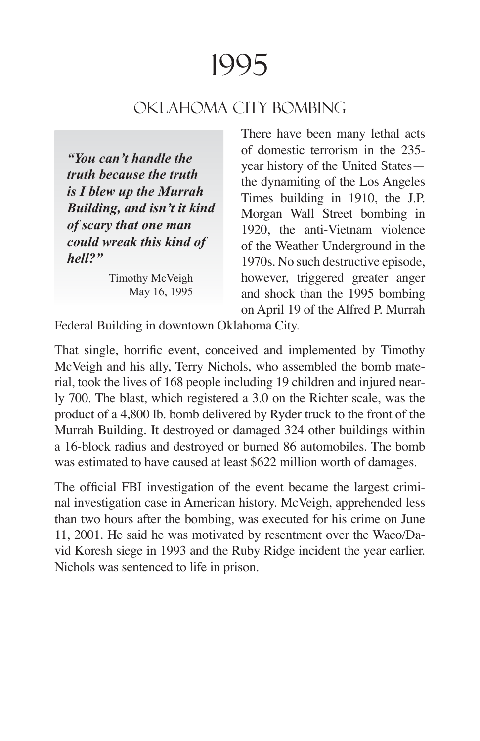# 1995

## Oklahoma City Bombing

> ***"You can't handle the truth because the truth is I blew up the Murrah Building, and isn't it kind of scary that one man could wreak this kind of hell?"***
>
> – Timothy McVeigh
> May 16, 1995

There have been many lethal acts of domestic terrorism in the 235-year history of the United States—the dynamiting of the Los Angeles Times building in 1910, the J.P. Morgan Wall Street bombing in 1920, the anti-Vietnam violence of the Weather Underground in the 1970s. No such destructive episode, however, triggered greater anger and shock than the 1995 bombing on April 19 of the Alfred P. Murrah Federal Building in downtown Oklahoma City.

That single, horrific event, conceived and implemented by Timothy McVeigh and his ally, Terry Nichols, who assembled the bomb material, took the lives of 168 people including 19 children and injured nearly 700. The blast, which registered a 3.0 on the Richter scale, was the product of a 4,800 lb. bomb delivered by Ryder truck to the front of the Murrah Building. It destroyed or damaged 324 other buildings within a 16-block radius and destroyed or burned 86 automobiles. The bomb was estimated to have caused at least $622 million worth of damages.

The official FBI investigation of the event became the largest criminal investigation case in American history. McVeigh, apprehended less than two hours after the bombing, was executed for his crime on June 11, 2001. He said he was motivated by resentment over the Waco/David Koresh siege in 1993 and the Ruby Ridge incident the year earlier. Nichols was sentenced to life in prison.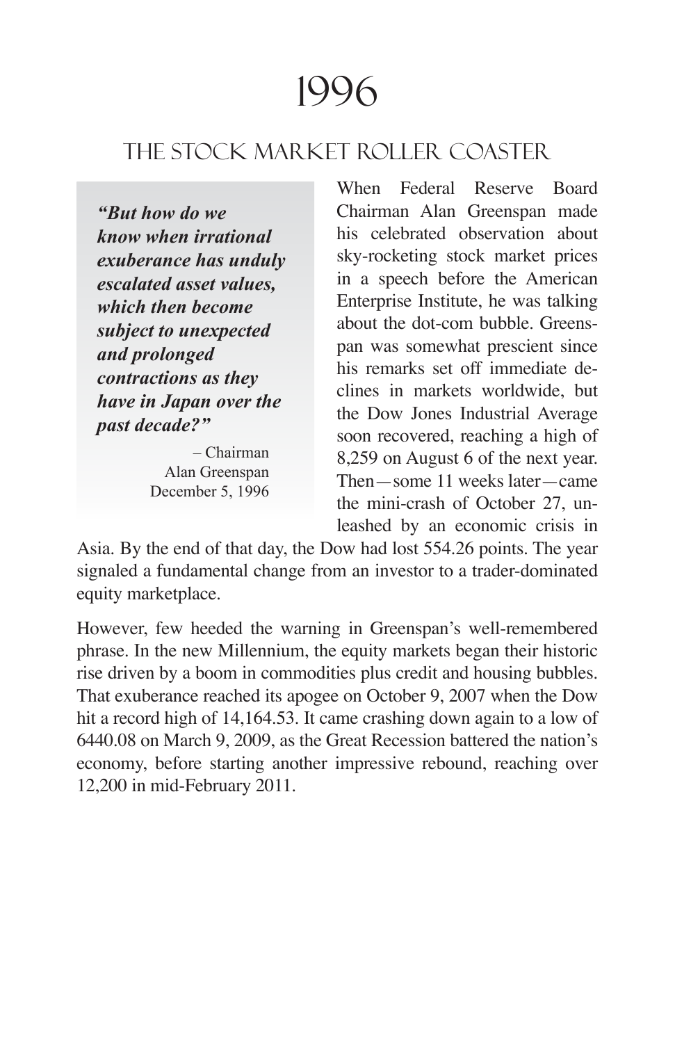# 1996

## The Stock Market Roller Coaster

> ***"But how do we know when irrational exuberance has unduly escalated asset values, which then become subject to unexpected and prolonged contractions as they have in Japan over the past decade?"***
>
> – Chairman Alan Greenspan December 5, 1996

When Federal Reserve Board Chairman Alan Greenspan made his celebrated observation about sky-rocketing stock market prices in a speech before the American Enterprise Institute, he was talking about the dot-com bubble. Greenspan was somewhat prescient since his remarks set off immediate declines in markets worldwide, but the Dow Jones Industrial Average soon recovered, reaching a high of 8,259 on August 6 of the next year. Then—some 11 weeks later—came the mini-crash of October 27, unleashed by an economic crisis in Asia. By the end of that day, the Dow had lost 554.26 points. The year signaled a fundamental change from an investor to a trader-dominated equity marketplace.

However, few heeded the warning in Greenspan's well-remembered phrase. In the new Millennium, the equity markets began their historic rise driven by a boom in commodities plus credit and housing bubbles. That exuberance reached its apogee on October 9, 2007 when the Dow hit a record high of 14,164.53. It came crashing down again to a low of 6440.08 on March 9, 2009, as the Great Recession battered the nation's economy, before starting another impressive rebound, reaching over 12,200 in mid-February 2011.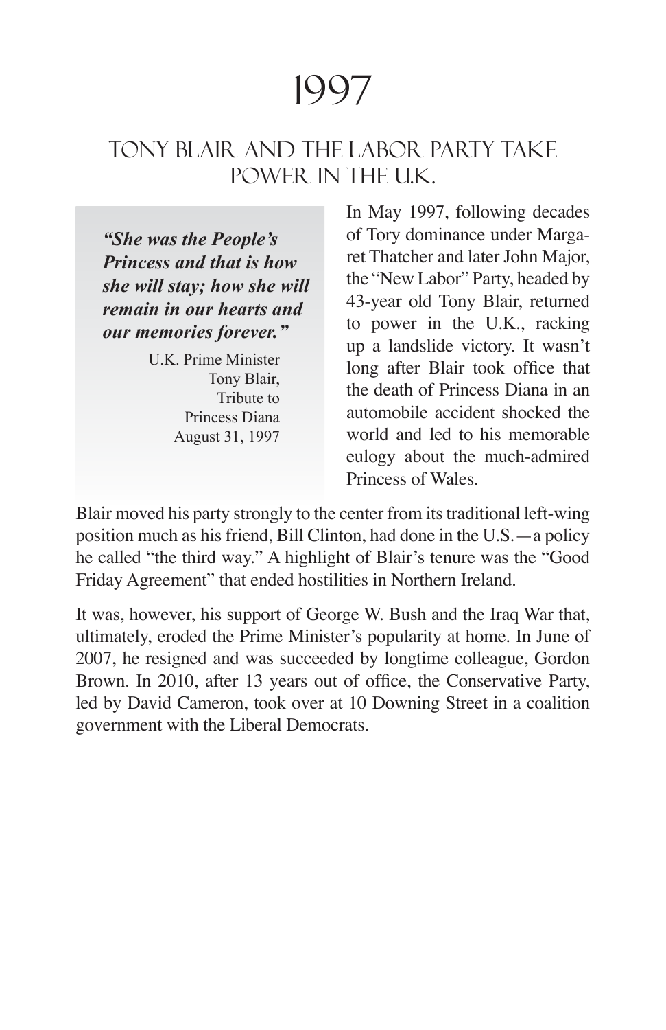# 1997

## Tony Blair and the Labor Party Take Power in the U.K.

> ***"She was the People's Princess and that is how she will stay; how she will remain in our hearts and our memories forever."***
>
> – U.K. Prime Minister Tony Blair, Tribute to Princess Diana August 31, 1997

In May 1997, following decades of Tory dominance under Margaret Thatcher and later John Major, the "New Labor" Party, headed by 43-year old Tony Blair, returned to power in the U.K., racking up a landslide victory. It wasn't long after Blair took office that the death of Princess Diana in an automobile accident shocked the world and led to his memorable eulogy about the much-admired Princess of Wales.

Blair moved his party strongly to the center from its traditional left-wing position much as his friend, Bill Clinton, had done in the U.S.—a policy he called "the third way." A highlight of Blair's tenure was the "Good Friday Agreement" that ended hostilities in Northern Ireland.

It was, however, his support of George W. Bush and the Iraq War that, ultimately, eroded the Prime Minister's popularity at home. In June of 2007, he resigned and was succeeded by longtime colleague, Gordon Brown. In 2010, after 13 years out of office, the Conservative Party, led by David Cameron, took over at 10 Downing Street in a coalition government with the Liberal Democrats.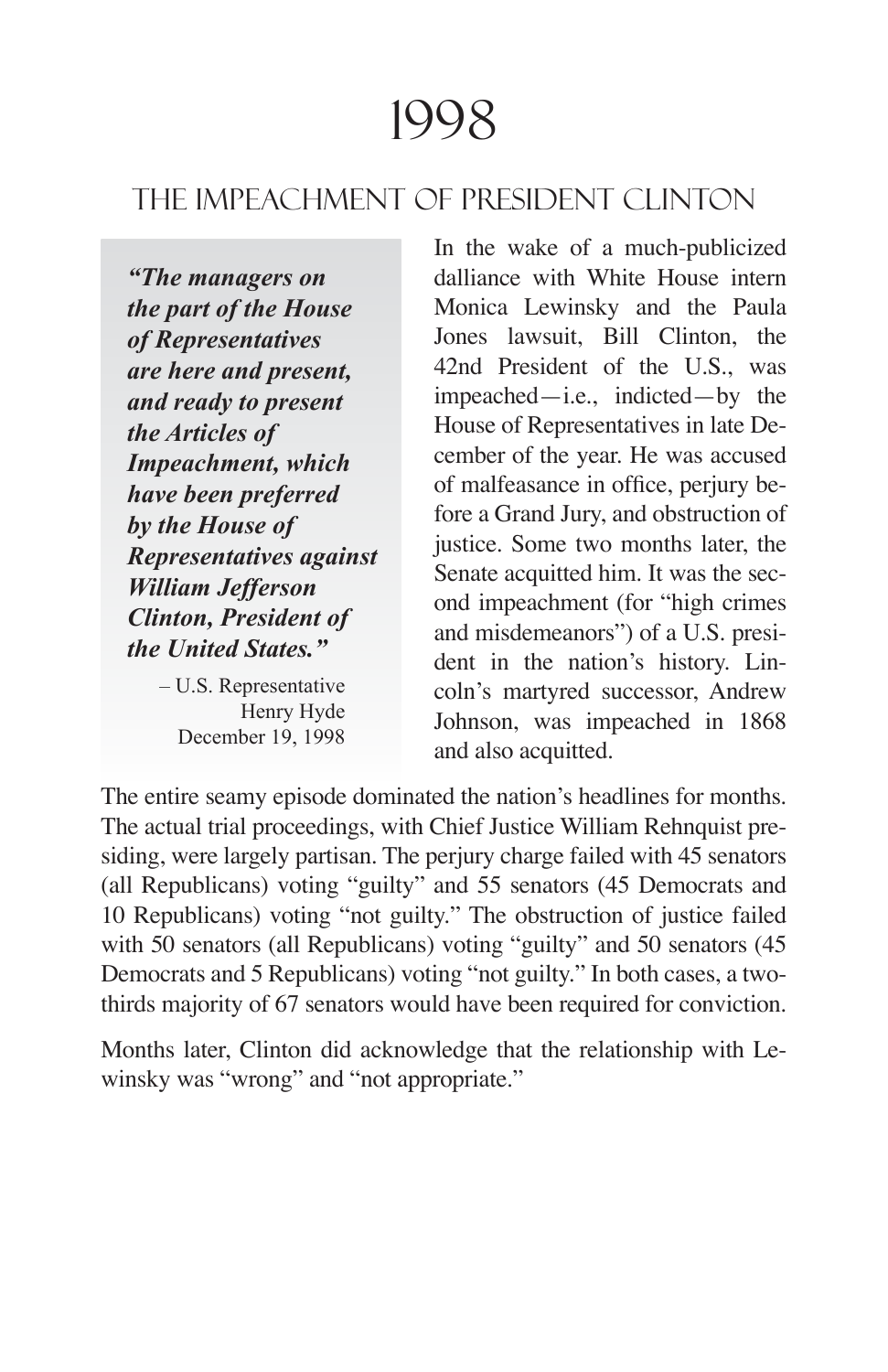# 1998

## THE IMPEACHMENT OF PRESIDENT CLINTON

> ***"The managers on the part of the House of Representatives are here and present, and ready to present the Articles of Impeachment, which have been preferred by the House of Representatives against William Jefferson Clinton, President of the United States."***
>
> – U.S. Representative Henry Hyde December 19, 1998

In the wake of a much-publicized dalliance with White House intern Monica Lewinsky and the Paula Jones lawsuit, Bill Clinton, the 42nd President of the U.S., was impeached—i.e., indicted—by the House of Representatives in late December of the year. He was accused of malfeasance in office, perjury before a Grand Jury, and obstruction of justice. Some two months later, the Senate acquitted him. It was the second impeachment (for "high crimes and misdemeanors") of a U.S. president in the nation's history. Lincoln's martyred successor, Andrew Johnson, was impeached in 1868 and also acquitted.

The entire seamy episode dominated the nation's headlines for months. The actual trial proceedings, with Chief Justice William Rehnquist presiding, were largely partisan. The perjury charge failed with 45 senators (all Republicans) voting "guilty" and 55 senators (45 Democrats and 10 Republicans) voting "not guilty." The obstruction of justice failed with 50 senators (all Republicans) voting "guilty" and 50 senators (45 Democrats and 5 Republicans) voting "not guilty." In both cases, a two-thirds majority of 67 senators would have been required for conviction.

Months later, Clinton did acknowledge that the relationship with Lewinsky was "wrong" and "not appropriate."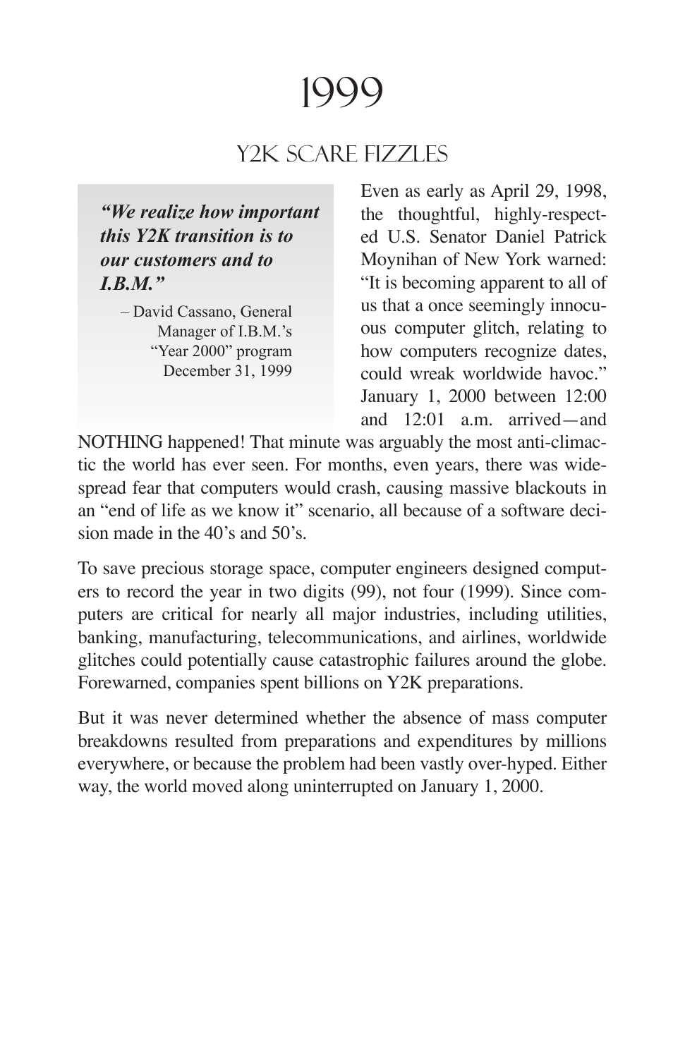# 1999

## Y2K SCARE FIZZLES

> ***"We realize how important this Y2K transition is to our customers and to I.B.M."***
>
> – David Cassano, General Manager of I.B.M.'s "Year 2000" program December 31, 1999

Even as early as April 29, 1998, the thoughtful, highly-respected U.S. Senator Daniel Patrick Moynihan of New York warned: "It is becoming apparent to all of us that a once seemingly innocuous computer glitch, relating to how computers recognize dates, could wreak worldwide havoc." January 1, 2000 between 12:00 and 12:01 a.m. arrived—and NOTHING happened! That minute was arguably the most anti-climactic the world has ever seen. For months, even years, there was widespread fear that computers would crash, causing massive blackouts in an "end of life as we know it" scenario, all because of a software decision made in the 40's and 50's.

To save precious storage space, computer engineers designed computers to record the year in two digits (99), not four (1999). Since computers are critical for nearly all major industries, including utilities, banking, manufacturing, telecommunications, and airlines, worldwide glitches could potentially cause catastrophic failures around the globe. Forewarned, companies spent billions on Y2K preparations.

But it was never determined whether the absence of mass computer breakdowns resulted from preparations and expenditures by millions everywhere, or because the problem had been vastly over-hyped. Either way, the world moved along uninterrupted on January 1, 2000.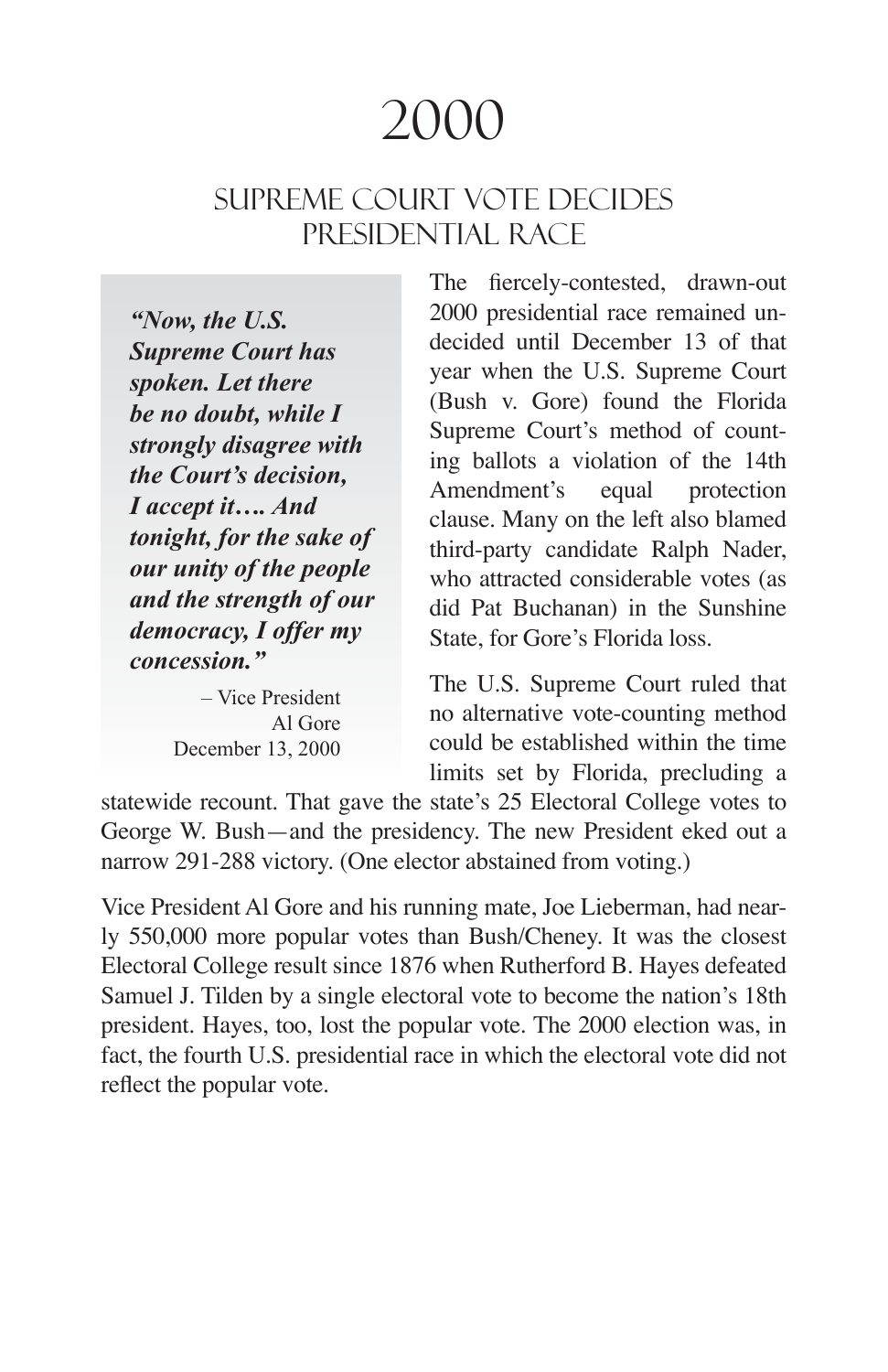# 2000

## SUPREME COURT VOTE DECIDES PRESIDENTIAL RACE

> ***"Now, the U.S. Supreme Court has spoken. Let there be no doubt, while I strongly disagree with the Court's decision, I accept it…. And tonight, for the sake of our unity of the people and the strength of our democracy, I offer my concession."***
>
> – Vice President Al Gore
> December 13, 2000

The fiercely-contested, drawn-out 2000 presidential race remained undecided until December 13 of that year when the U.S. Supreme Court (Bush v. Gore) found the Florida Supreme Court's method of counting ballots a violation of the 14th Amendment's equal protection clause. Many on the left also blamed third-party candidate Ralph Nader, who attracted considerable votes (as did Pat Buchanan) in the Sunshine State, for Gore's Florida loss.

The U.S. Supreme Court ruled that no alternative vote-counting method could be established within the time limits set by Florida, precluding a statewide recount. That gave the state's 25 Electoral College votes to George W. Bush—and the presidency. The new President eked out a narrow 291-288 victory. (One elector abstained from voting.)

Vice President Al Gore and his running mate, Joe Lieberman, had nearly 550,000 more popular votes than Bush/Cheney. It was the closest Electoral College result since 1876 when Rutherford B. Hayes defeated Samuel J. Tilden by a single electoral vote to become the nation's 18th president. Hayes, too, lost the popular vote. The 2000 election was, in fact, the fourth U.S. presidential race in which the electoral vote did not reflect the popular vote.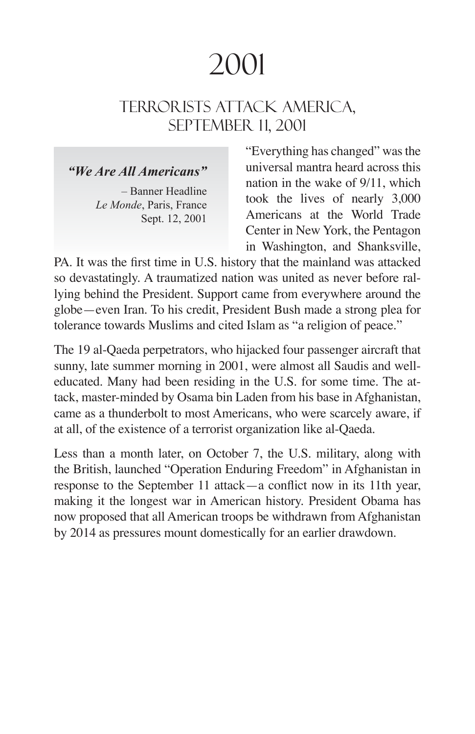# 2001

## TERRORISTS ATTACK AMERICA, SEPTEMBER 11, 2001

> ***"We Are All Americans"***
>
> – Banner Headline
> *Le Monde*, Paris, France
> Sept. 12, 2001

"Everything has changed" was the universal mantra heard across this nation in the wake of 9/11, which took the lives of nearly 3,000 Americans at the World Trade Center in New York, the Pentagon in Washington, and Shanksville, PA. It was the first time in U.S. history that the mainland was attacked so devastatingly. A traumatized nation was united as never before rallying behind the President. Support came from everywhere around the globe—even Iran. To his credit, President Bush made a strong plea for tolerance towards Muslims and cited Islam as "a religion of peace."

The 19 al-Qaeda perpetrators, who hijacked four passenger aircraft that sunny, late summer morning in 2001, were almost all Saudis and well-educated. Many had been residing in the U.S. for some time. The attack, master-minded by Osama bin Laden from his base in Afghanistan, came as a thunderbolt to most Americans, who were scarcely aware, if at all, of the existence of a terrorist organization like al-Qaeda.

Less than a month later, on October 7, the U.S. military, along with the British, launched "Operation Enduring Freedom" in Afghanistan in response to the September 11 attack—a conflict now in its 11th year, making it the longest war in American history. President Obama has now proposed that all American troops be withdrawn from Afghanistan by 2014 as pressures mount domestically for an earlier drawdown.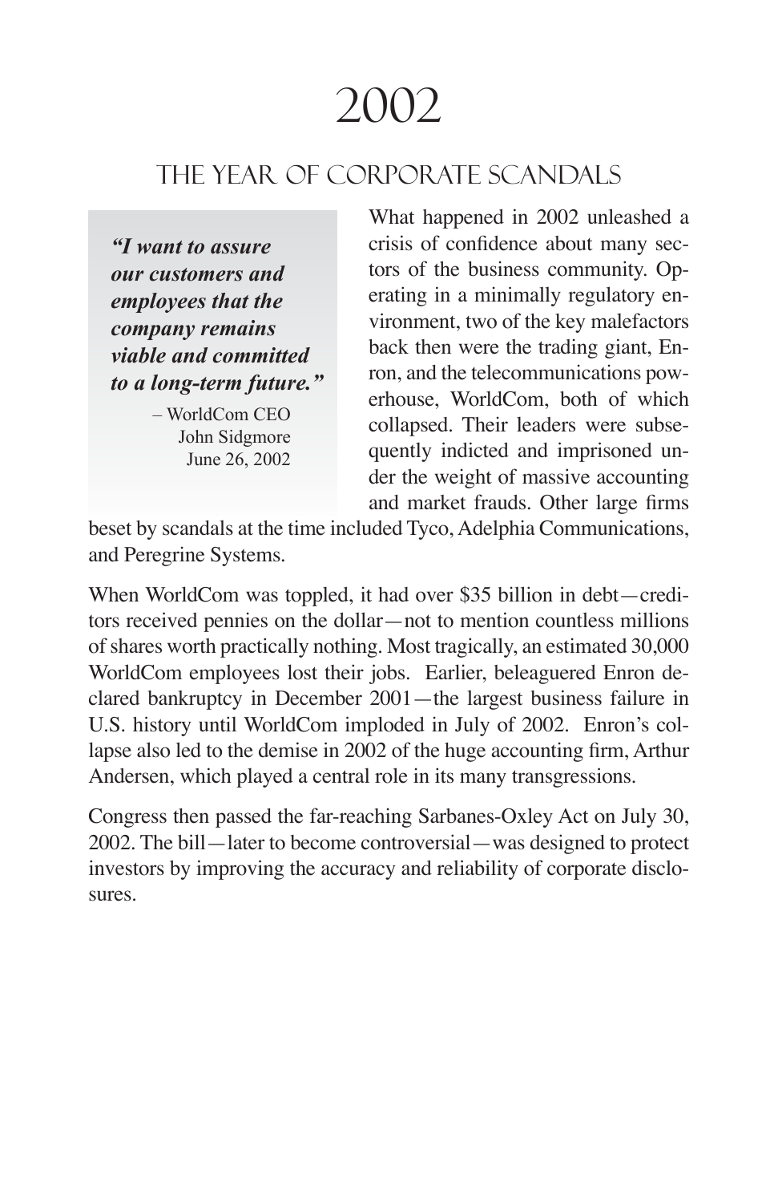# 2002

## The Year of Corporate Scandals

> ***"I want to assure our customers and employees that the company remains viable and committed to a long-term future."***
>
> – WorldCom CEO John Sidgmore June 26, 2002

What happened in 2002 unleashed a crisis of confidence about many sectors of the business community. Operating in a minimally regulatory environment, two of the key malefactors back then were the trading giant, Enron, and the telecommunications powerhouse, WorldCom, both of which collapsed. Their leaders were subsequently indicted and imprisoned under the weight of massive accounting and market frauds. Other large firms beset by scandals at the time included Tyco, Adelphia Communications, and Peregrine Systems.

When WorldCom was toppled, it had over $35 billion in debt—creditors received pennies on the dollar—not to mention countless millions of shares worth practically nothing. Most tragically, an estimated 30,000 WorldCom employees lost their jobs. Earlier, beleaguered Enron declared bankruptcy in December 2001—the largest business failure in U.S. history until WorldCom imploded in July of 2002. Enron's collapse also led to the demise in 2002 of the huge accounting firm, Arthur Andersen, which played a central role in its many transgressions.

Congress then passed the far-reaching Sarbanes-Oxley Act on July 30, 2002. The bill—later to become controversial—was designed to protect investors by improving the accuracy and reliability of corporate disclosures.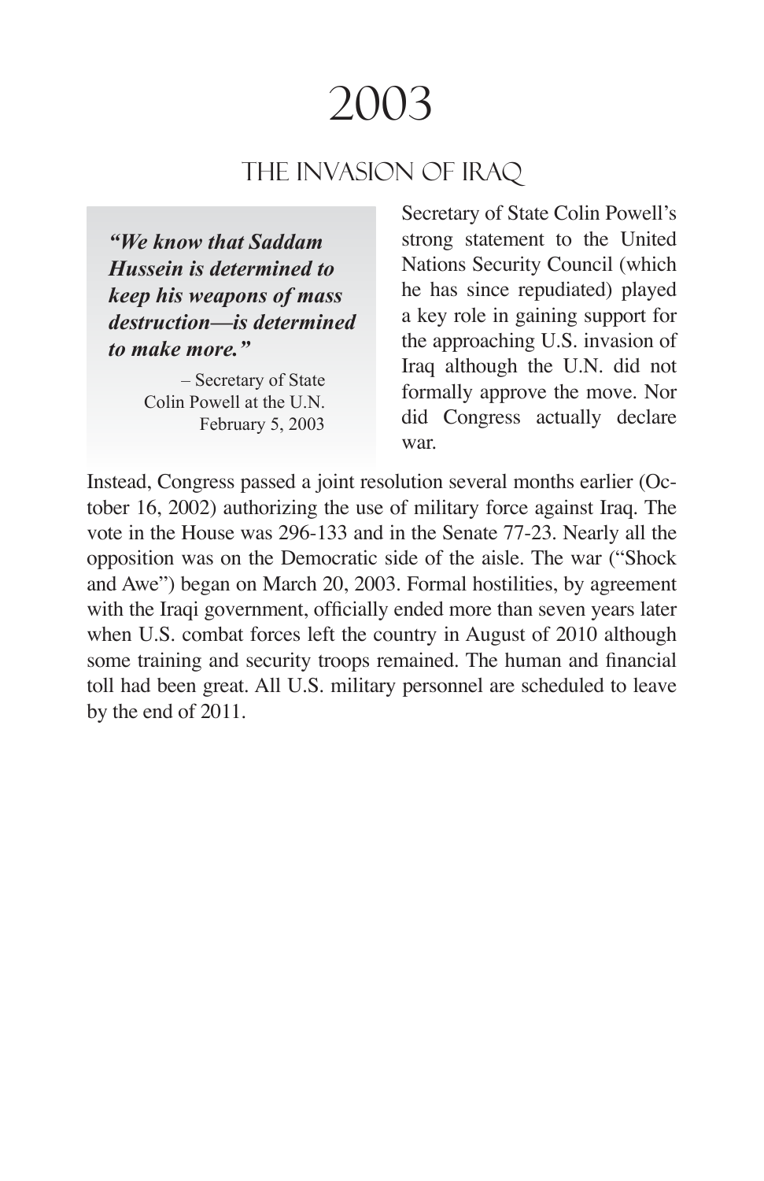# 2003

## The Invasion of Iraq

> ***"We know that Saddam Hussein is determined to keep his weapons of mass destruction—is determined to make more."***
>
> – Secretary of State Colin Powell at the U.N. February 5, 2003

Secretary of State Colin Powell's strong statement to the United Nations Security Council (which he has since repudiated) played a key role in gaining support for the approaching U.S. invasion of Iraq although the U.N. did not formally approve the move. Nor did Congress actually declare war.

Instead, Congress passed a joint resolution several months earlier (October 16, 2002) authorizing the use of military force against Iraq. The vote in the House was 296-133 and in the Senate 77-23. Nearly all the opposition was on the Democratic side of the aisle. The war ("Shock and Awe") began on March 20, 2003. Formal hostilities, by agreement with the Iraqi government, officially ended more than seven years later when U.S. combat forces left the country in August of 2010 although some training and security troops remained. The human and financial toll had been great. All U.S. military personnel are scheduled to leave by the end of 2011.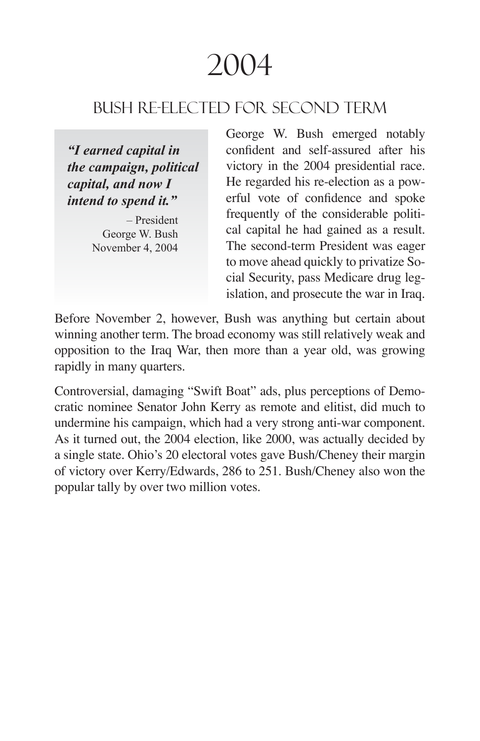# 2004

## BUSH RE-ELECTED FOR SECOND TERM

> ***"I earned capital in the campaign, political capital, and now I intend to spend it."***
>
> – President George W. Bush
> November 4, 2004

George W. Bush emerged notably confident and self-assured after his victory in the 2004 presidential race. He regarded his re-election as a powerful vote of confidence and spoke frequently of the considerable political capital he had gained as a result. The second-term President was eager to move ahead quickly to privatize Social Security, pass Medicare drug legislation, and prosecute the war in Iraq.

Before November 2, however, Bush was anything but certain about winning another term. The broad economy was still relatively weak and opposition to the Iraq War, then more than a year old, was growing rapidly in many quarters.

Controversial, damaging "Swift Boat" ads, plus perceptions of Democratic nominee Senator John Kerry as remote and elitist, did much to undermine his campaign, which had a very strong anti-war component. As it turned out, the 2004 election, like 2000, was actually decided by a single state. Ohio's 20 electoral votes gave Bush/Cheney their margin of victory over Kerry/Edwards, 286 to 251. Bush/Cheney also won the popular tally by over two million votes.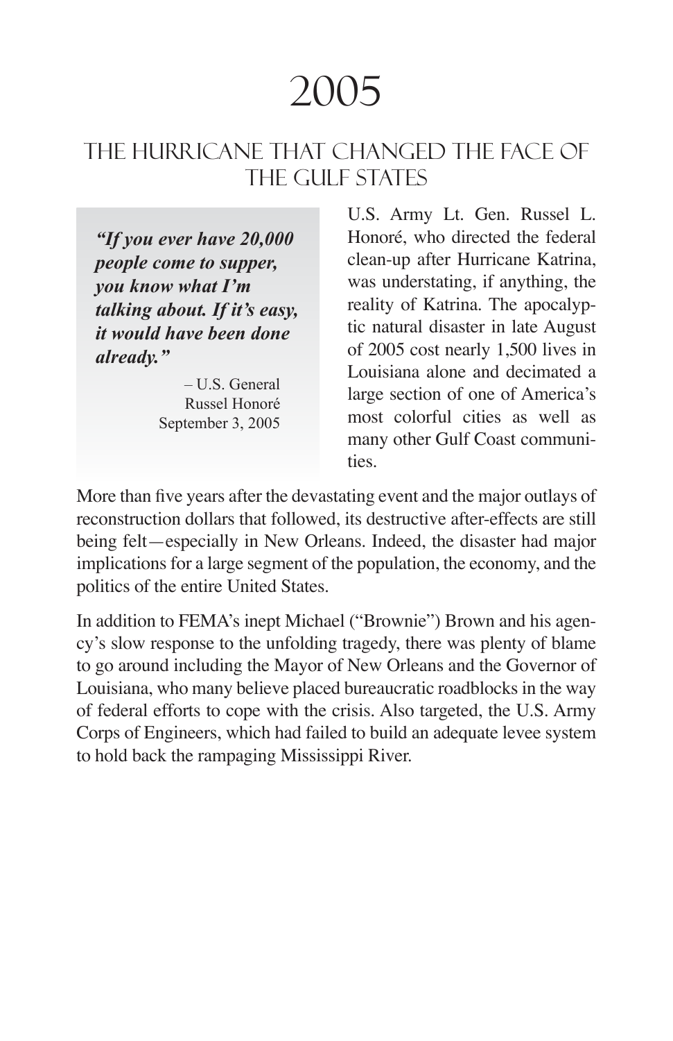# 2005

## THE HURRICANE THAT CHANGED THE FACE OF THE GULF STATES

> ***"If you ever have 20,000 people come to supper, you know what I'm talking about. If it's easy, it would have been done already."***
>
> – U.S. General Russel Honoré September 3, 2005

U.S. Army Lt. Gen. Russel L. Honoré, who directed the federal clean-up after Hurricane Katrina, was understating, if anything, the reality of Katrina. The apocalyptic natural disaster in late August of 2005 cost nearly 1,500 lives in Louisiana alone and decimated a large section of one of America's most colorful cities as well as many other Gulf Coast communities.

More than five years after the devastating event and the major outlays of reconstruction dollars that followed, its destructive after-effects are still being felt—especially in New Orleans. Indeed, the disaster had major implications for a large segment of the population, the economy, and the politics of the entire United States.

In addition to FEMA's inept Michael ("Brownie") Brown and his agency's slow response to the unfolding tragedy, there was plenty of blame to go around including the Mayor of New Orleans and the Governor of Louisiana, who many believe placed bureaucratic roadblocks in the way of federal efforts to cope with the crisis. Also targeted, the U.S. Army Corps of Engineers, which had failed to build an adequate levee system to hold back the rampaging Mississippi River.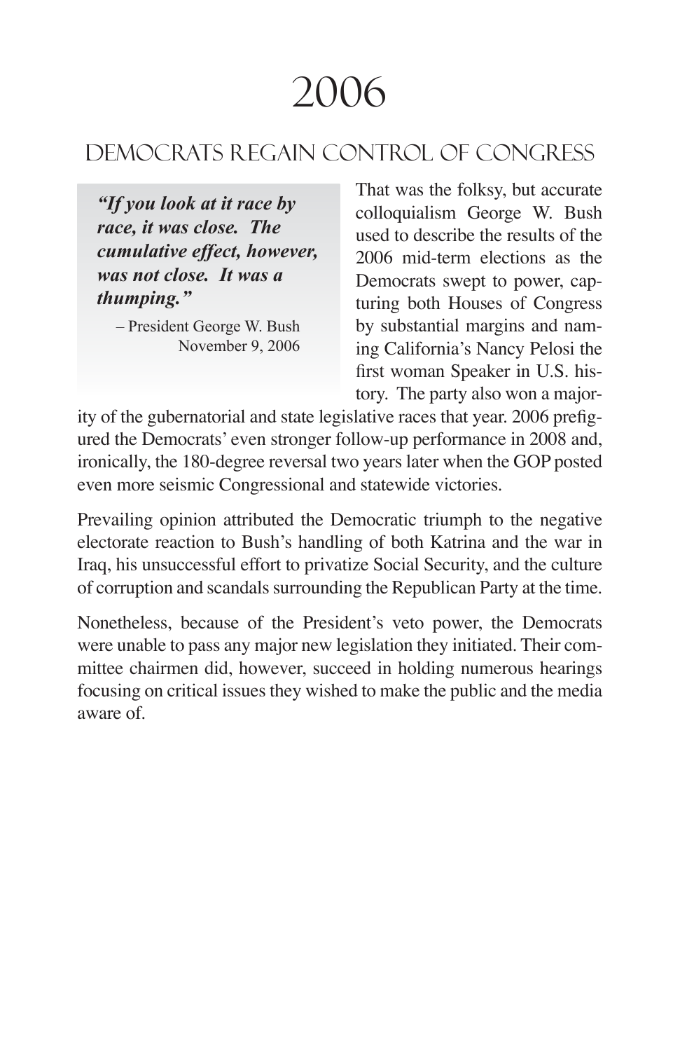# 2006

## Democrats Regain Control of Congress

> ***"If you look at it race by race, it was close. The cumulative effect, however, was not close. It was a thumping."***
>
> – President George W. Bush
> November 9, 2006

That was the folksy, but accurate colloquialism George W. Bush used to describe the results of the 2006 mid-term elections as the Democrats swept to power, capturing both Houses of Congress by substantial margins and naming California's Nancy Pelosi the first woman Speaker in U.S. history. The party also won a majority of the gubernatorial and state legislative races that year. 2006 prefigured the Democrats' even stronger follow-up performance in 2008 and, ironically, the 180-degree reversal two years later when the GOP posted even more seismic Congressional and statewide victories.

Prevailing opinion attributed the Democratic triumph to the negative electorate reaction to Bush's handling of both Katrina and the war in Iraq, his unsuccessful effort to privatize Social Security, and the culture of corruption and scandals surrounding the Republican Party at the time.

Nonetheless, because of the President's veto power, the Democrats were unable to pass any major new legislation they initiated. Their committee chairmen did, however, succeed in holding numerous hearings focusing on critical issues they wished to make the public and the media aware of.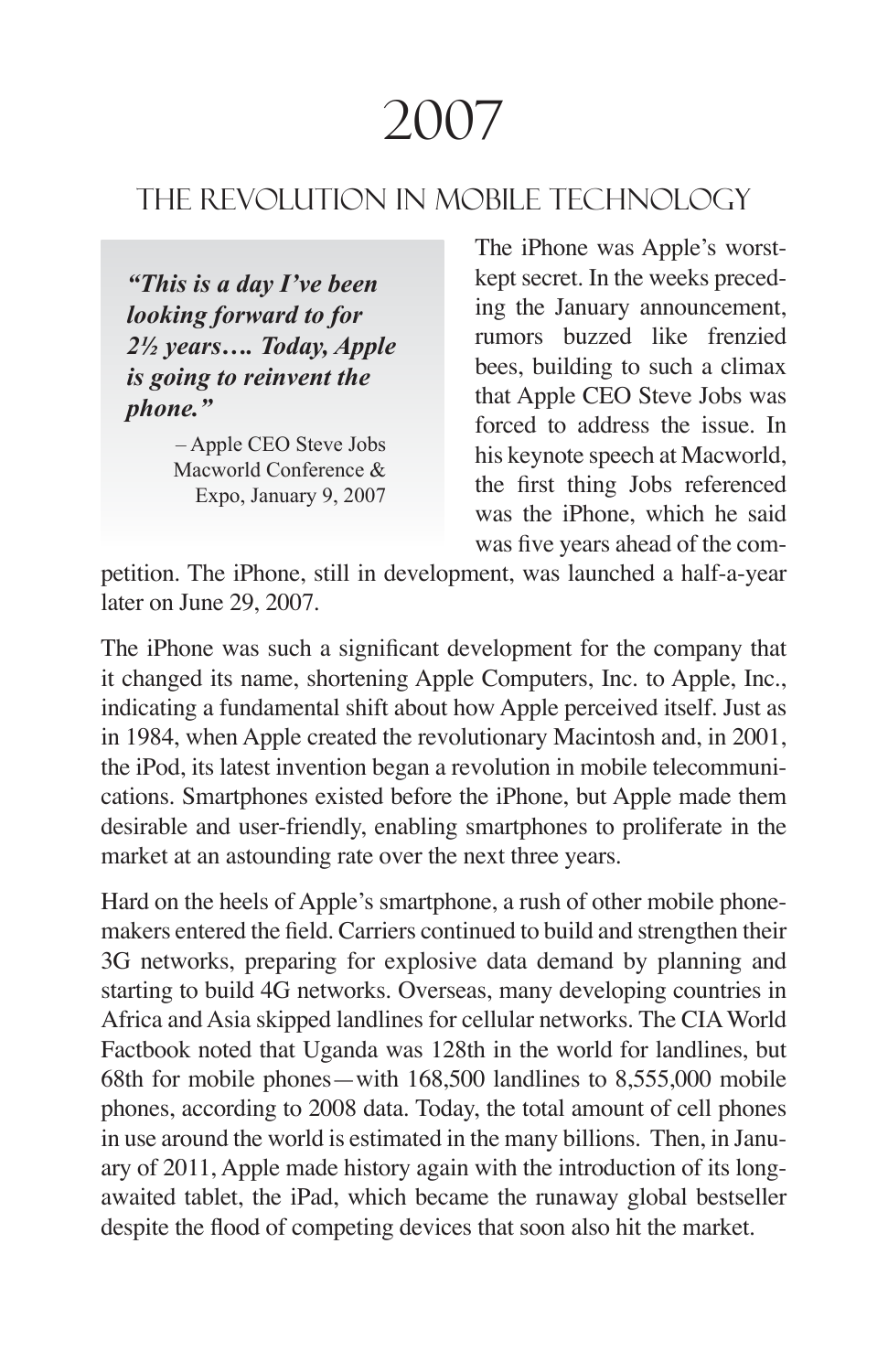# 2007

## The Revolution in Mobile Technology

> ***"This is a day I've been looking forward to for 2½ years…. Today, Apple is going to reinvent the phone."***
>
> – Apple CEO Steve Jobs
> Macworld Conference & Expo, January 9, 2007

The iPhone was Apple's worst-kept secret. In the weeks preceding the January announcement, rumors buzzed like frenzied bees, building to such a climax that Apple CEO Steve Jobs was forced to address the issue. In his keynote speech at Macworld, the first thing Jobs referenced was the iPhone, which he said was five years ahead of the competition. The iPhone, still in development, was launched a half-a-year later on June 29, 2007.

The iPhone was such a significant development for the company that it changed its name, shortening Apple Computers, Inc. to Apple, Inc., indicating a fundamental shift about how Apple perceived itself. Just as in 1984, when Apple created the revolutionary Macintosh and, in 2001, the iPod, its latest invention began a revolution in mobile telecommunications. Smartphones existed before the iPhone, but Apple made them desirable and user-friendly, enabling smartphones to proliferate in the market at an astounding rate over the next three years.

Hard on the heels of Apple's smartphone, a rush of other mobile phonemakers entered the field. Carriers continued to build and strengthen their 3G networks, preparing for explosive data demand by planning and starting to build 4G networks. Overseas, many developing countries in Africa and Asia skipped landlines for cellular networks. The CIA World Factbook noted that Uganda was 128th in the world for landlines, but 68th for mobile phones—with 168,500 landlines to 8,555,000 mobile phones, according to 2008 data. Today, the total amount of cell phones in use around the world is estimated in the many billions. Then, in January of 2011, Apple made history again with the introduction of its long-awaited tablet, the iPad, which became the runaway global bestseller despite the flood of competing devices that soon also hit the market.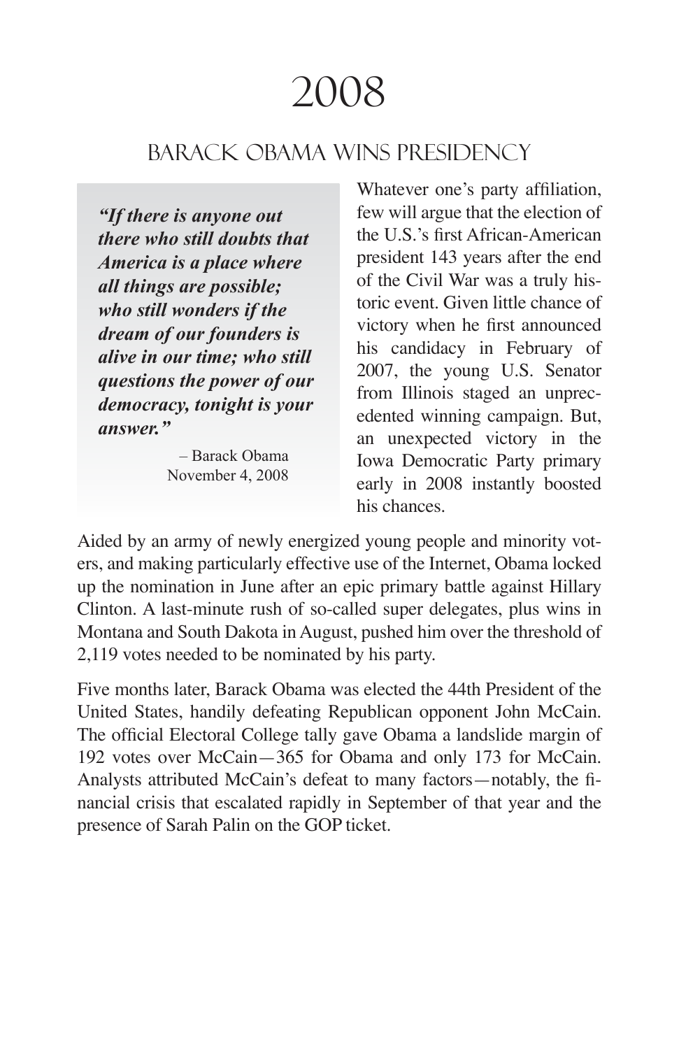# 2008

## Barack Obama Wins Presidency

> ***"If there is anyone out there who still doubts that America is a place where all things are possible; who still wonders if the dream of our founders is alive in our time; who still questions the power of our democracy, tonight is your answer."***
>
> – Barack Obama
> November 4, 2008

Whatever one's party affiliation, few will argue that the election of the U.S.'s first African-American president 143 years after the end of the Civil War was a truly historic event. Given little chance of victory when he first announced his candidacy in February of 2007, the young U.S. Senator from Illinois staged an unprecedented winning campaign. But, an unexpected victory in the Iowa Democratic Party primary early in 2008 instantly boosted his chances.

Aided by an army of newly energized young people and minority voters, and making particularly effective use of the Internet, Obama locked up the nomination in June after an epic primary battle against Hillary Clinton. A last-minute rush of so-called super delegates, plus wins in Montana and South Dakota in August, pushed him over the threshold of 2,119 votes needed to be nominated by his party.

Five months later, Barack Obama was elected the 44th President of the United States, handily defeating Republican opponent John McCain. The official Electoral College tally gave Obama a landslide margin of 192 votes over McCain—365 for Obama and only 173 for McCain. Analysts attributed McCain's defeat to many factors—notably, the financial crisis that escalated rapidly in September of that year and the presence of Sarah Palin on the GOP ticket.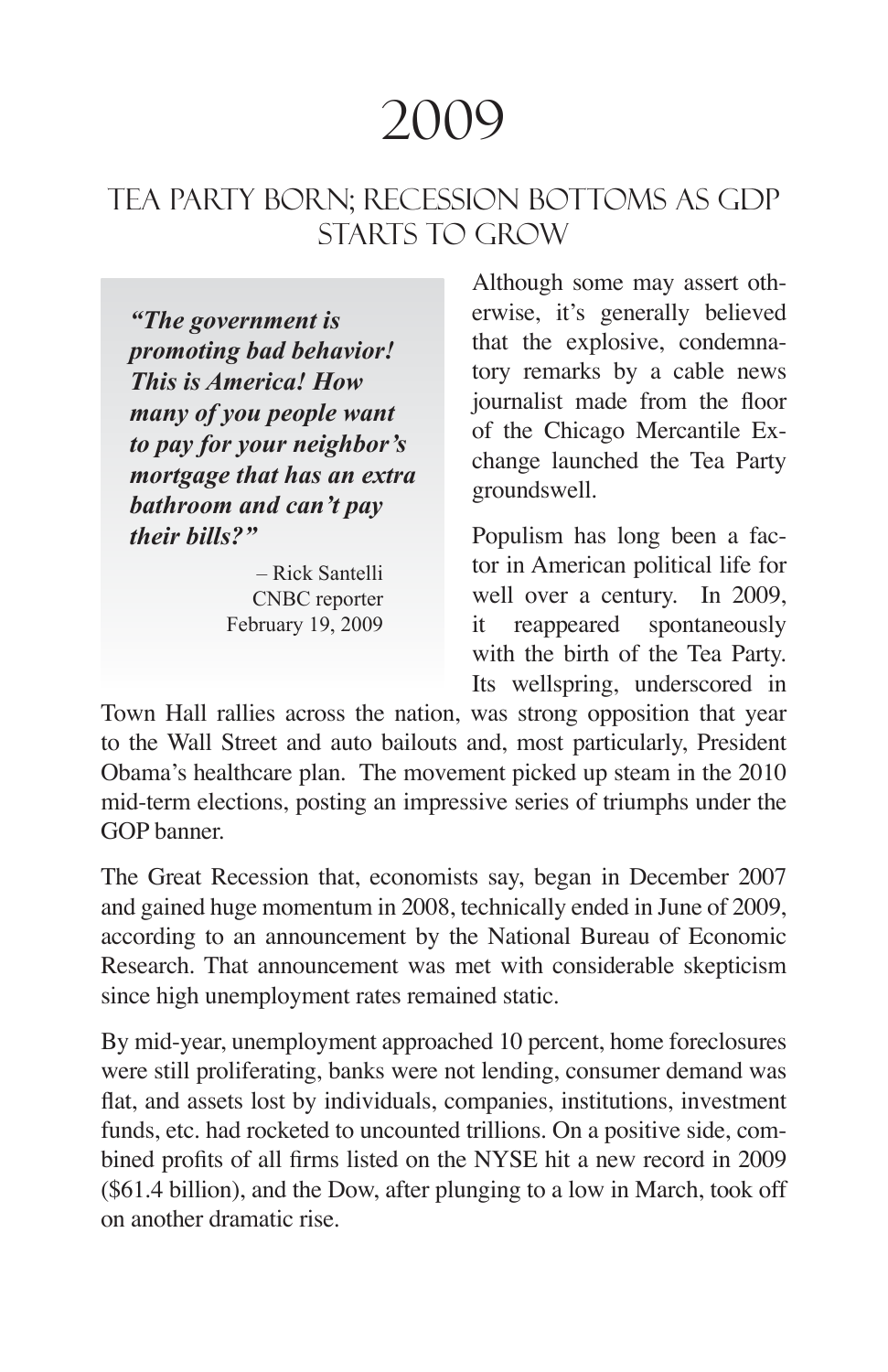# 2009

## Tea Party Born; Recession Bottoms as GDP Starts to Grow

> ***"The government is promoting bad behavior! This is America! How many of you people want to pay for your neighbor's mortgage that has an extra bathroom and can't pay their bills?"***
>
> – Rick Santelli
> CNBC reporter
> February 19, 2009

Although some may assert otherwise, it's generally believed that the explosive, condemnatory remarks by a cable news journalist made from the floor of the Chicago Mercantile Exchange launched the Tea Party groundswell.

Populism has long been a factor in American political life for well over a century. In 2009, it reappeared spontaneously with the birth of the Tea Party. Its wellspring, underscored in Town Hall rallies across the nation, was strong opposition that year to the Wall Street and auto bailouts and, most particularly, President Obama's healthcare plan. The movement picked up steam in the 2010 mid-term elections, posting an impressive series of triumphs under the GOP banner.

The Great Recession that, economists say, began in December 2007 and gained huge momentum in 2008, technically ended in June of 2009, according to an announcement by the National Bureau of Economic Research. That announcement was met with considerable skepticism since high unemployment rates remained static.

By mid-year, unemployment approached 10 percent, home foreclosures were still proliferating, banks were not lending, consumer demand was flat, and assets lost by individuals, companies, institutions, investment funds, etc. had rocketed to uncounted trillions. On a positive side, combined profits of all firms listed on the NYSE hit a new record in 2009 ($61.4 billion), and the Dow, after plunging to a low in March, took off on another dramatic rise.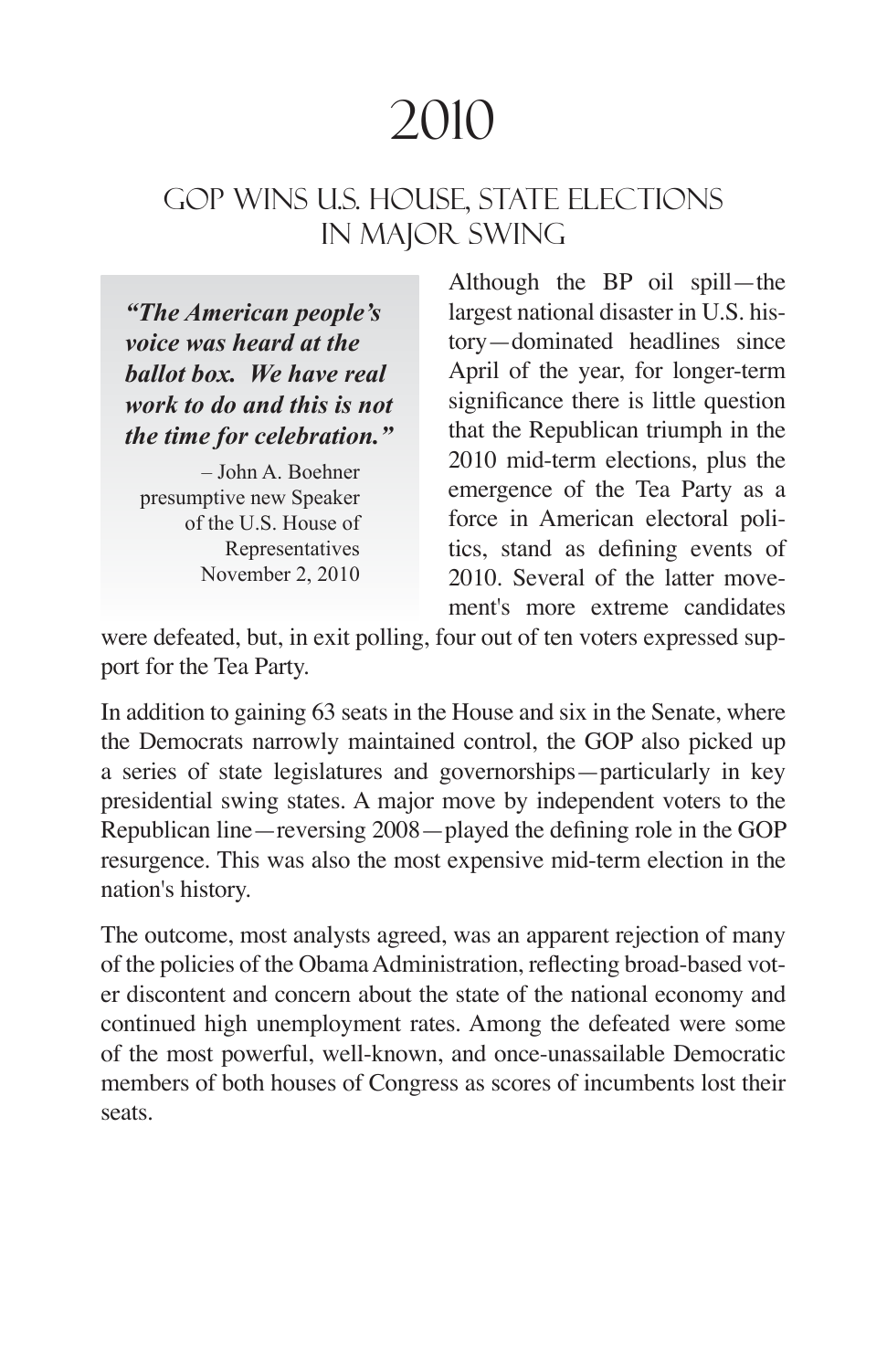# 2010

## GOP Wins U.S. House, State Elections in Major Swing

> ***"The American people's voice was heard at the ballot box. We have real work to do and this is not the time for celebration."***
>
> – John A. Boehner
> presumptive new Speaker
> of the U.S. House of
> Representatives
> November 2, 2010

Although the BP oil spill—the largest national disaster in U.S. history—dominated headlines since April of the year, for longer-term significance there is little question that the Republican triumph in the 2010 mid-term elections, plus the emergence of the Tea Party as a force in American electoral politics, stand as defining events of 2010. Several of the latter movement's more extreme candidates were defeated, but, in exit polling, four out of ten voters expressed support for the Tea Party.

In addition to gaining 63 seats in the House and six in the Senate, where the Democrats narrowly maintained control, the GOP also picked up a series of state legislatures and governorships—particularly in key presidential swing states. A major move by independent voters to the Republican line—reversing 2008—played the defining role in the GOP resurgence. This was also the most expensive mid-term election in the nation's history.

The outcome, most analysts agreed, was an apparent rejection of many of the policies of the Obama Administration, reflecting broad-based voter discontent and concern about the state of the national economy and continued high unemployment rates. Among the defeated were some of the most powerful, well-known, and once-unassailable Democratic members of both houses of Congress as scores of incumbents lost their seats.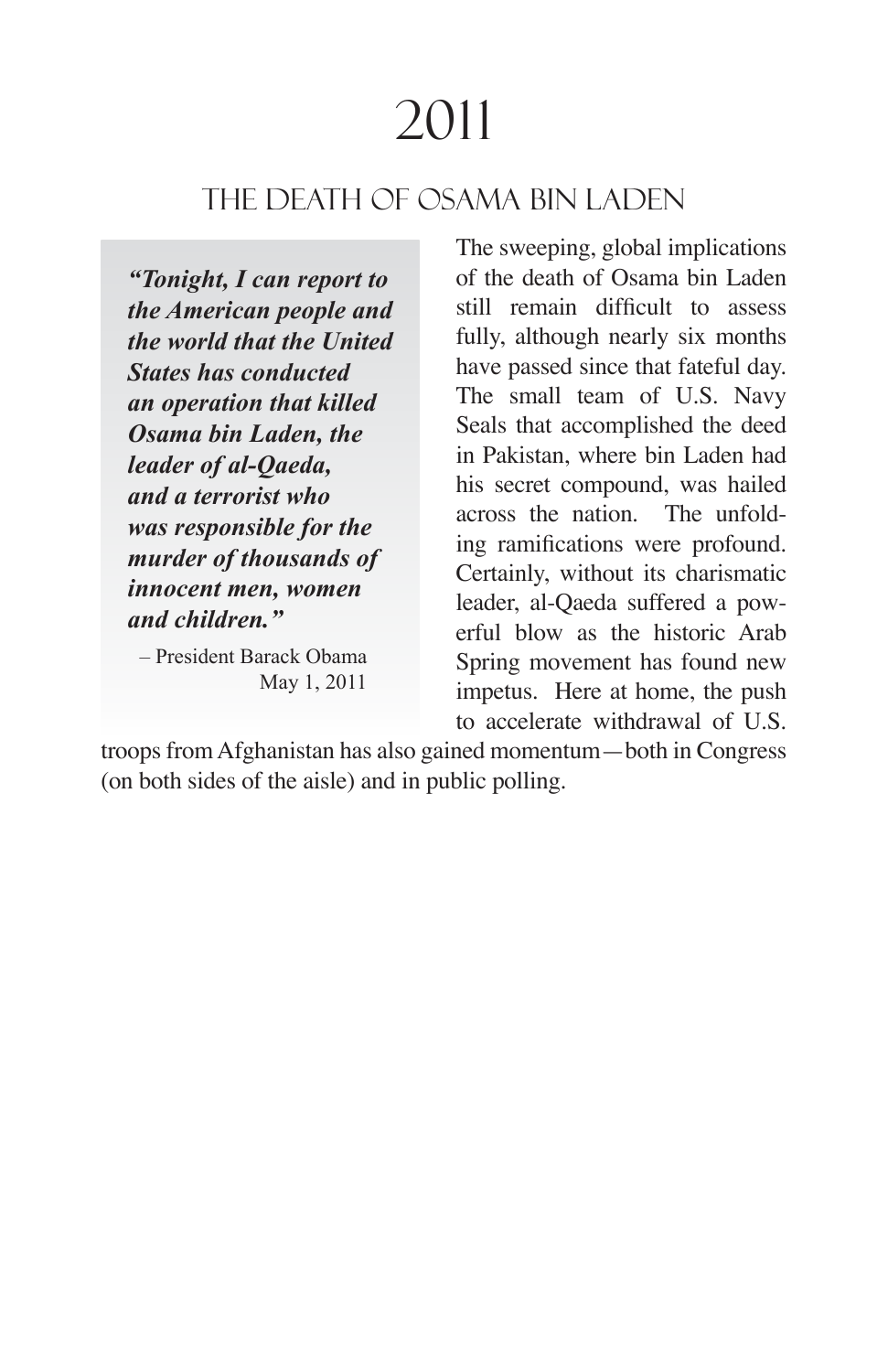# 2011

## THE DEATH OF OSAMA BIN LADEN

> ***"Tonight, I can report to the American people and the world that the United States has conducted an operation that killed Osama bin Laden, the leader of al-Qaeda, and a terrorist who was responsible for the murder of thousands of innocent men, women and children."***
>
> – President Barack Obama
> May 1, 2011

The sweeping, global implications of the death of Osama bin Laden still remain difficult to assess fully, although nearly six months have passed since that fateful day. The small team of U.S. Navy Seals that accomplished the deed in Pakistan, where bin Laden had his secret compound, was hailed across the nation. The unfolding ramifications were profound. Certainly, without its charismatic leader, al-Qaeda suffered a powerful blow as the historic Arab Spring movement has found new impetus. Here at home, the push to accelerate withdrawal of U.S. troops from Afghanistan has also gained momentum—both in Congress (on both sides of the aisle) and in public polling.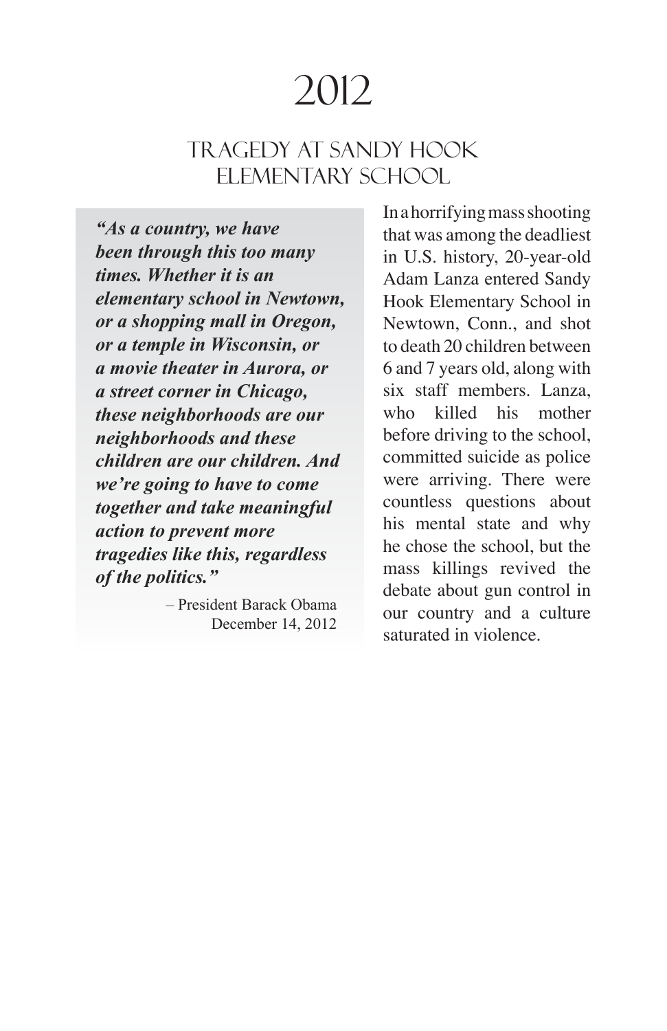# 2012

## TRAGEDY AT SANDY HOOK ELEMENTARY SCHOOL

***"As a country, we have been through this too many times. Whether it is an elementary school in Newtown, or a shopping mall in Oregon, or a temple in Wisconsin, or a movie theater in Aurora, or a street corner in Chicago, these neighborhoods are our neighborhoods and these children are our children. And we're going to have to come together and take meaningful action to prevent more tragedies like this, regardless of the politics."***

– President Barack Obama
December 14, 2012

In a horrifying mass shooting that was among the deadliest in U.S. history, 20-year-old Adam Lanza entered Sandy Hook Elementary School in Newtown, Conn., and shot to death 20 children between 6 and 7 years old, along with six staff members. Lanza, who killed his mother before driving to the school, committed suicide as police were arriving. There were countless questions about his mental state and why he chose the school, but the mass killings revived the debate about gun control in our country and a culture saturated in violence.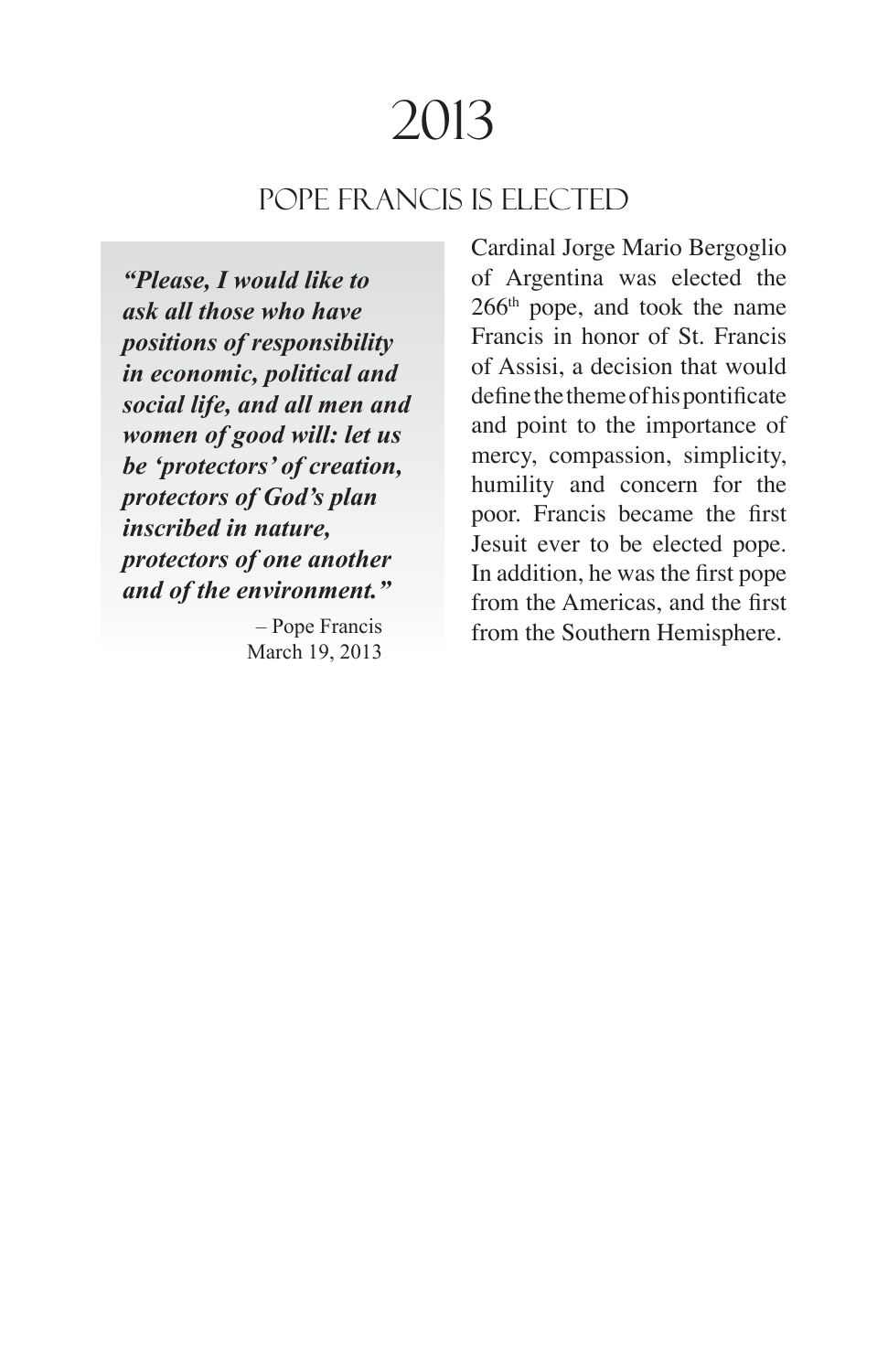# 2013

## Pope Francis Is Elected

***"Please, I would like to ask all those who have positions of responsibility in economic, political and social life, and all men and women of good will: let us be 'protectors' of creation, protectors of God's plan inscribed in nature, protectors of one another and of the environment."***

– Pope Francis
March 19, 2013

Cardinal Jorge Mario Bergoglio of Argentina was elected the 266th pope, and took the name Francis in honor of St. Francis of Assisi, a decision that would define the theme of his pontificate and point to the importance of mercy, compassion, simplicity, humility and concern for the poor. Francis became the first Jesuit ever to be elected pope. In addition, he was the first pope from the Americas, and the first from the Southern Hemisphere.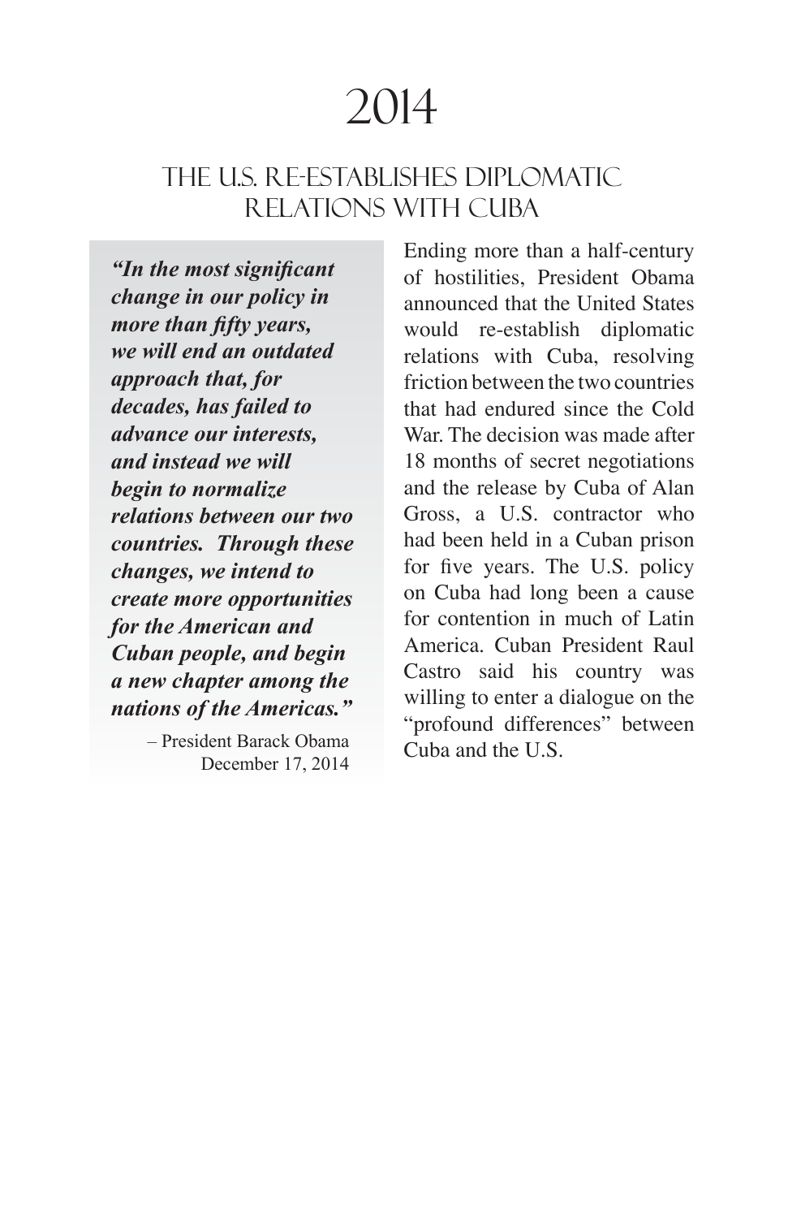# 2014

## The U.S. Re-establishes Diplomatic Relations with Cuba

> ***"In the most significant change in our policy in more than fifty years, we will end an outdated approach that, for decades, has failed to advance our interests, and instead we will begin to normalize relations between our two countries. Through these changes, we intend to create more opportunities for the American and Cuban people, and begin a new chapter among the nations of the Americas."***
>
> – President Barack Obama
> December 17, 2014

Ending more than a half-century of hostilities, President Obama announced that the United States would re-establish diplomatic relations with Cuba, resolving friction between the two countries that had endured since the Cold War. The decision was made after 18 months of secret negotiations and the release by Cuba of Alan Gross, a U.S. contractor who had been held in a Cuban prison for five years. The U.S. policy on Cuba had long been a cause for contention in much of Latin America. Cuban President Raul Castro said his country was willing to enter a dialogue on the "profound differences" between Cuba and the U.S.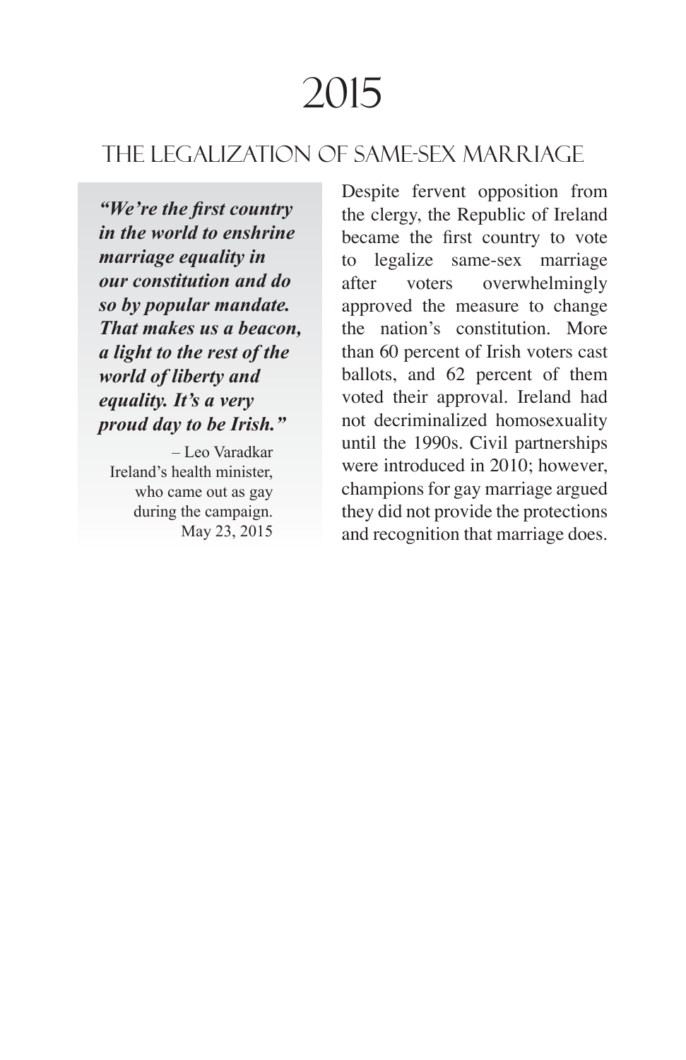# 2015

## THE LEGALIZATION OF SAME-SEX MARRIAGE

***"We're the first country in the world to enshrine marriage equality in our constitution and do so by popular mandate. That makes us a beacon, a light to the rest of the world of liberty and equality. It's a very proud day to be Irish."***

– Leo Varadkar
Ireland's health minister,
who came out as gay
during the campaign.
May 23, 2015

Despite fervent opposition from the clergy, the Republic of Ireland became the first country to vote to legalize same-sex marriage after voters overwhelmingly approved the measure to change the nation's constitution. More than 60 percent of Irish voters cast ballots, and 62 percent of them voted their approval. Ireland had not decriminalized homosexuality until the 1990s. Civil partnerships were introduced in 2010; however, champions for gay marriage argued they did not provide the protections and recognition that marriage does.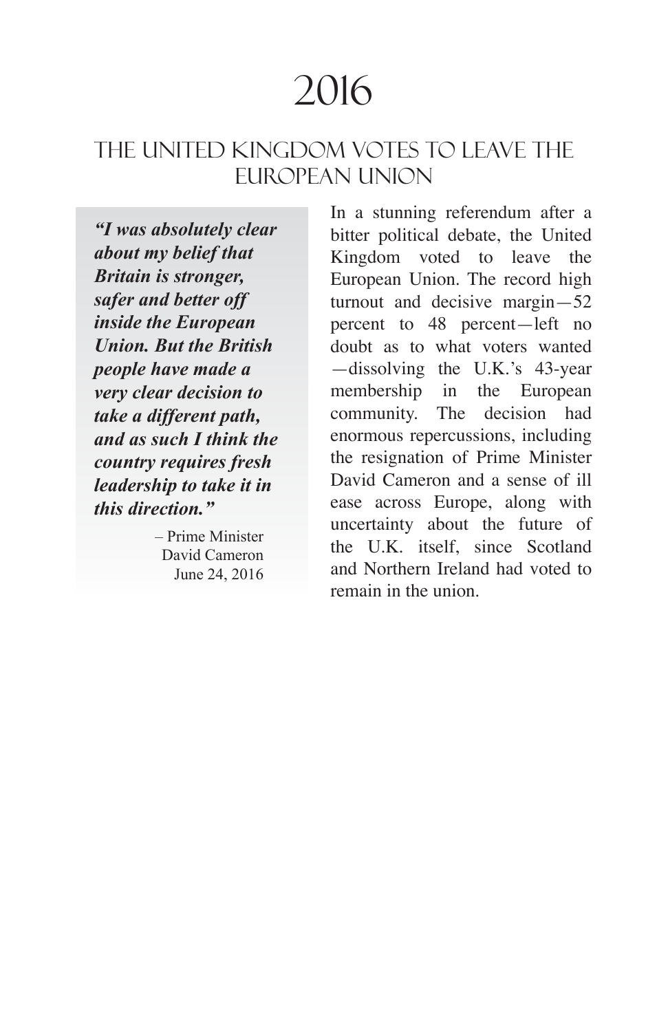# 2016

## THE UNITED KINGDOM VOTES TO LEAVE THE EUROPEAN UNION

***"I was absolutely clear about my belief that Britain is stronger, safer and better off inside the European Union. But the British people have made a very clear decision to take a different path, and as such I think the country requires fresh leadership to take it in this direction."***

– Prime Minister David Cameron June 24, 2016

In a stunning referendum after a bitter political debate, the United Kingdom voted to leave the European Union. The record high turnout and decisive margin—52 percent to 48 percent—left no doubt as to what voters wanted—dissolving the U.K.'s 43-year membership in the European community. The decision had enormous repercussions, including the resignation of Prime Minister David Cameron and a sense of ill ease across Europe, along with uncertainty about the future of the U.K. itself, since Scotland and Northern Ireland had voted to remain in the union.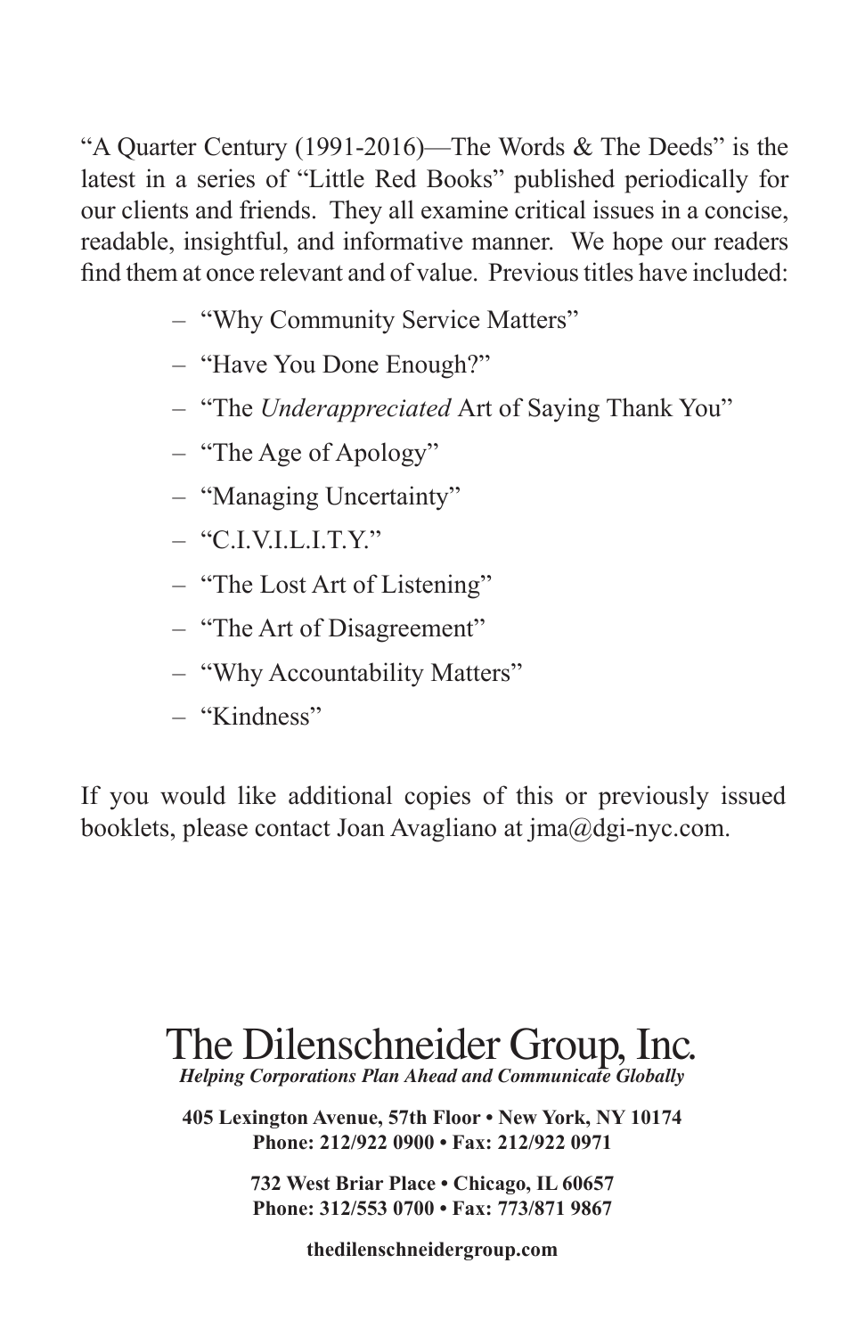"A Quarter Century (1991-2016)—The Words & The Deeds" is the latest in a series of "Little Red Books" published periodically for our clients and friends. They all examine critical issues in a concise, readable, insightful, and informative manner. We hope our readers find them at once relevant and of value. Previous titles have included:

- "Why Community Service Matters"
- "Have You Done Enough?"
- "The *Underappreciated* Art of Saying Thank You"
- "The Age of Apology"
- "Managing Uncertainty"
- "C.I.V.I.L.I.T.Y."
- "The Lost Art of Listening"
- "The Art of Disagreement"
- "Why Accountability Matters"
- "Kindness"

If you would like additional copies of this or previously issued booklets, please contact Joan Avagliano at jma@dgi-nyc.com.

# The Dilenschneider Group, Inc.

***Helping Corporations Plan Ahead and Communicate Globally***

**405 Lexington Avenue, 57th Floor • New York, NY 10174**
**Phone: 212/922 0900 • Fax: 212/922 0971**

**732 West Briar Place • Chicago, IL 60657**
**Phone: 312/553 0700 • Fax: 773/871 9867**

**thedilenschneidergroup.com**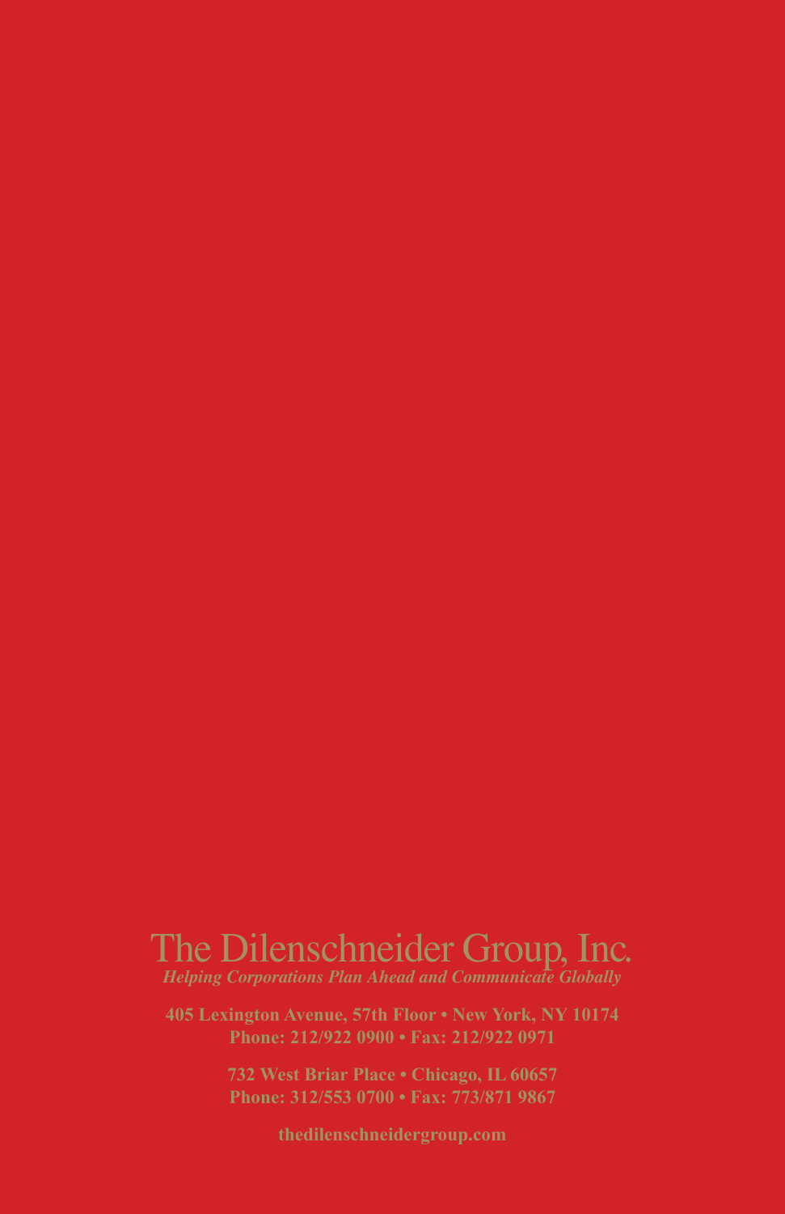The Dilenschneider Group, Inc.

*Helping Corporations Plan Ahead and Communicate Globally*

**405 Lexington Avenue, 57th Floor • New York, NY 10174**
**Phone: 212/922 0900 • Fax: 212/922 0971**

**732 West Briar Place • Chicago, IL 60657**
**Phone: 312/553 0700 • Fax: 773/871 9867**

**thedilenschneidergroup.com**